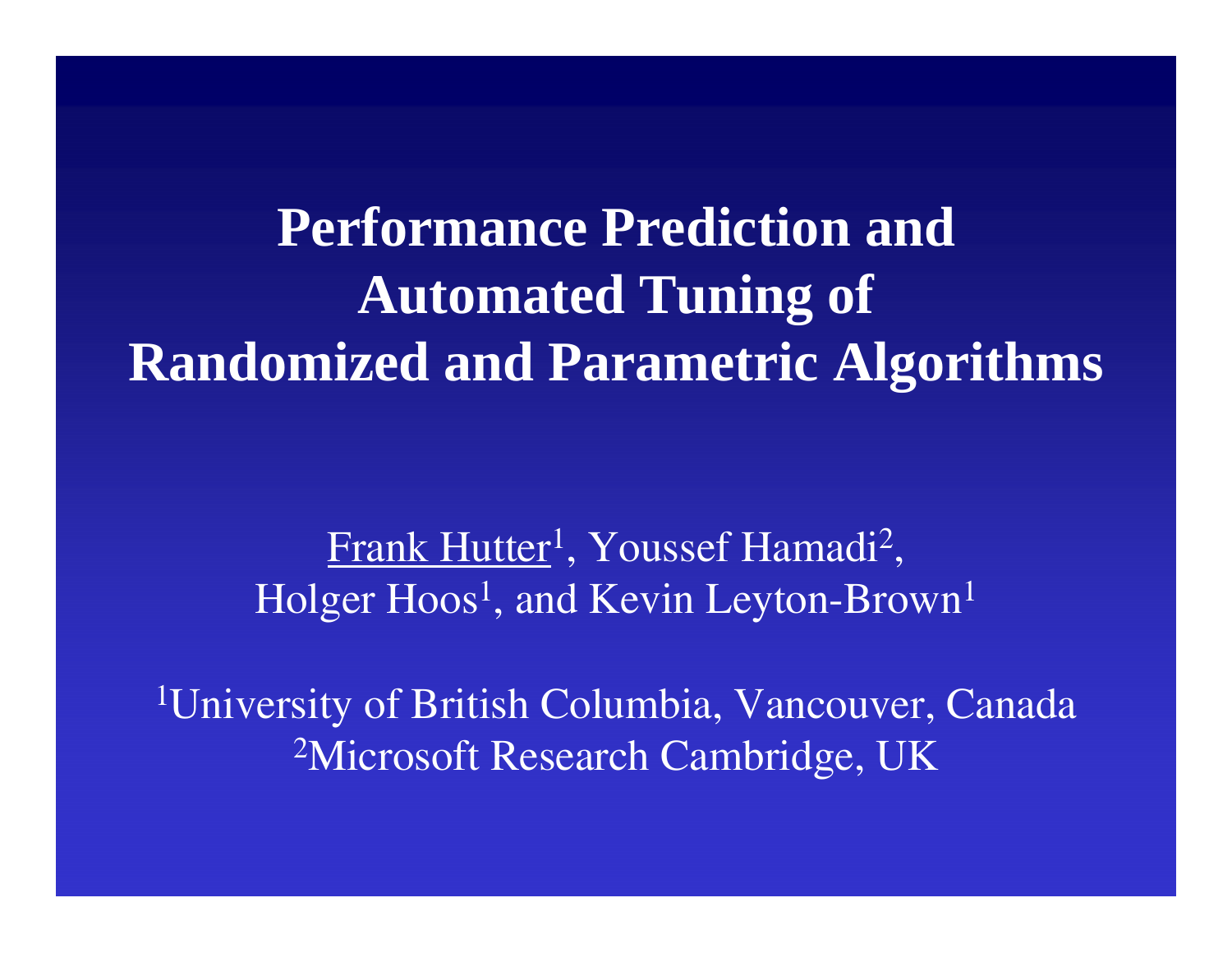# Performance Prediction and Automated Tuning of Randomized and Parametric Algorithms

Frank Hutter[1], Youssef Hamadi[2], Holger Hoos[1], and Kevin Leyton-Brown[1]

[1]University of British Columbia, Vancouver, Canada
[2]Microsoft Research Cambridge, UK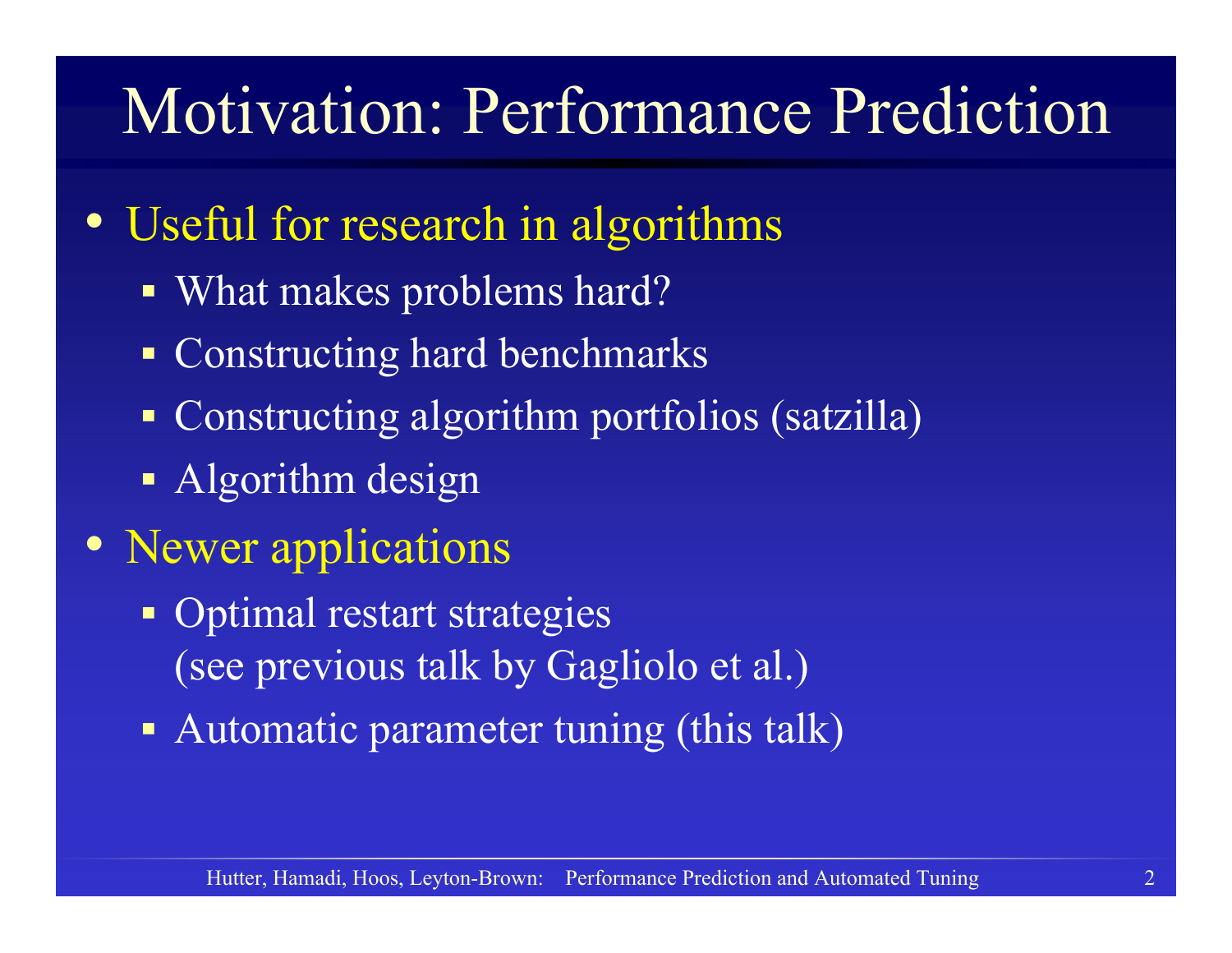# Motivation: Performance Prediction

- Useful for research in algorithms
  - What makes problems hard?
  - Constructing hard benchmarks
  - Constructing algorithm portfolios (satzilla)
  - Algorithm design
- Newer applications
  - Optimal restart strategies (see previous talk by Gagliolo et al.)
  - Automatic parameter tuning (this talk)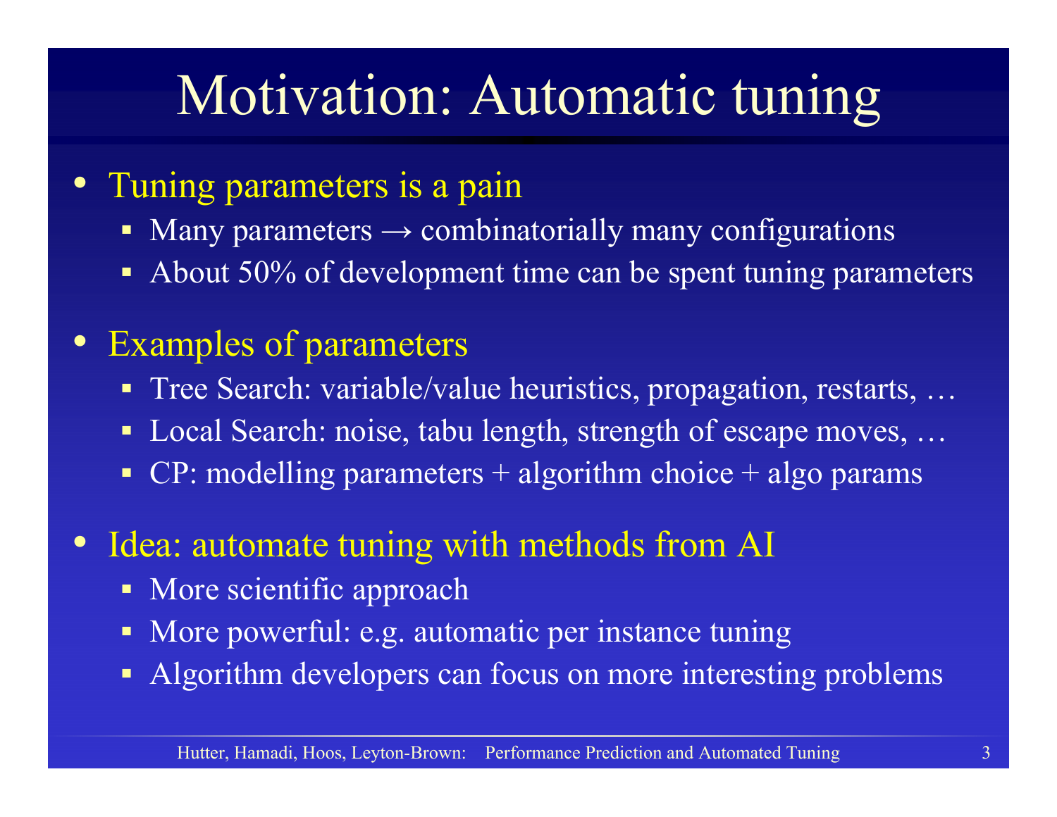# Motivation: Automatic tuning

- Tuning parameters is a pain
  - Many parameters → combinatorially many configurations
  - About 50% of development time can be spent tuning parameters
- Examples of parameters
  - Tree Search: variable/value heuristics, propagation, restarts, …
  - Local Search: noise, tabu length, strength of escape moves, …
  - CP: modelling parameters + algorithm choice + algo params
- Idea: automate tuning with methods from AI
  - More scientific approach
  - More powerful: e.g. automatic per instance tuning
  - Algorithm developers can focus on more interesting problems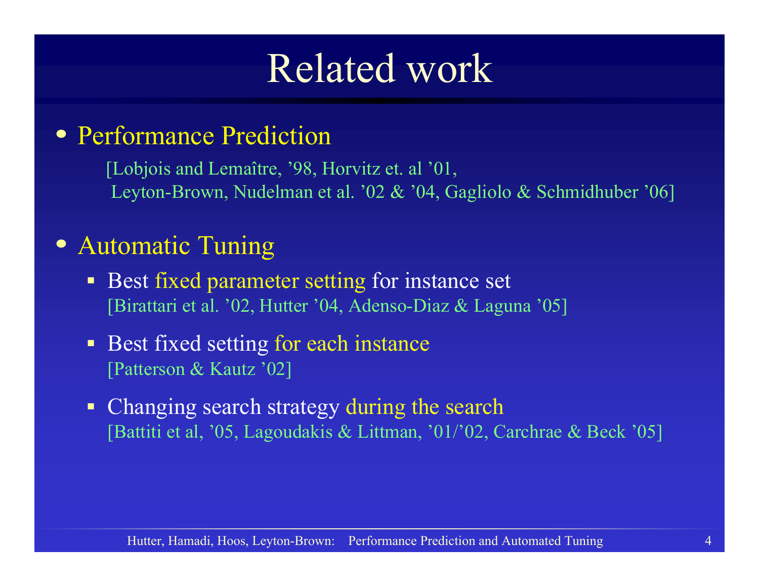# Related work

- Performance Prediction

  [Lobjois and Lemaître, ’98, Horvitz et. al ’01, Leyton-Brown, Nudelman et al. ’02 & ’04, Gagliolo & Schmidhuber ’06]

- Automatic Tuning
  - Best fixed parameter setting for instance set
    [Birattari et al. ’02, Hutter ’04, Adenso-Diaz & Laguna ’05]
  - Best fixed setting for each instance
    [Patterson & Kautz ’02]
  - Changing search strategy during the search
    [Battiti et al, ’05, Lagoudakis & Littman, ’01/’02, Carchrae & Beck ’05]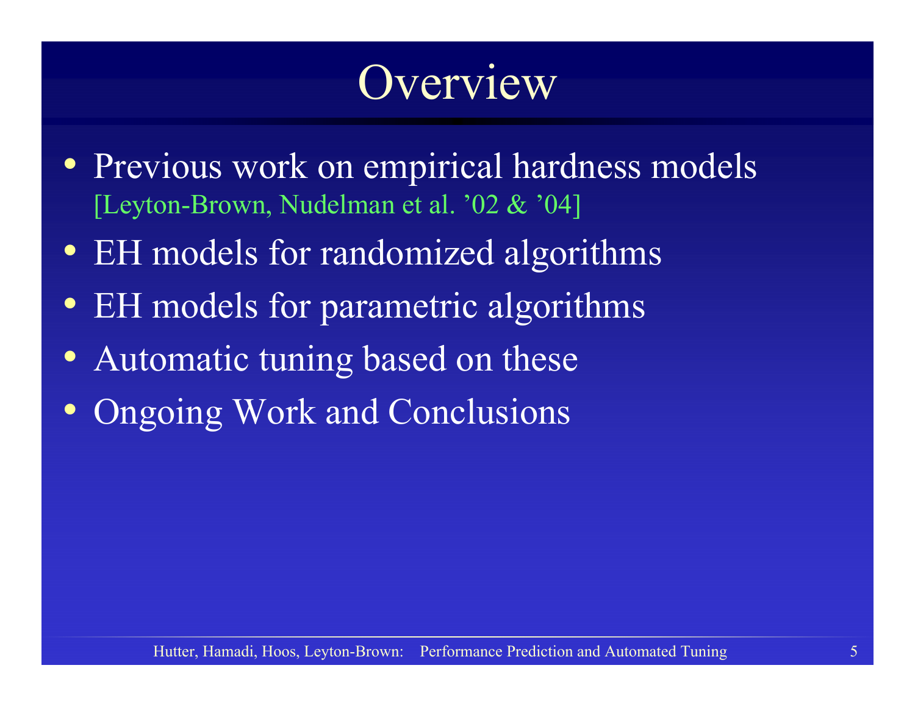# Overview

- Previous work on empirical hardness models
  [Leyton-Brown, Nudelman et al. ’02 & ’04]
- EH models for randomized algorithms
- EH models for parametric algorithms
- Automatic tuning based on these
- Ongoing Work and Conclusions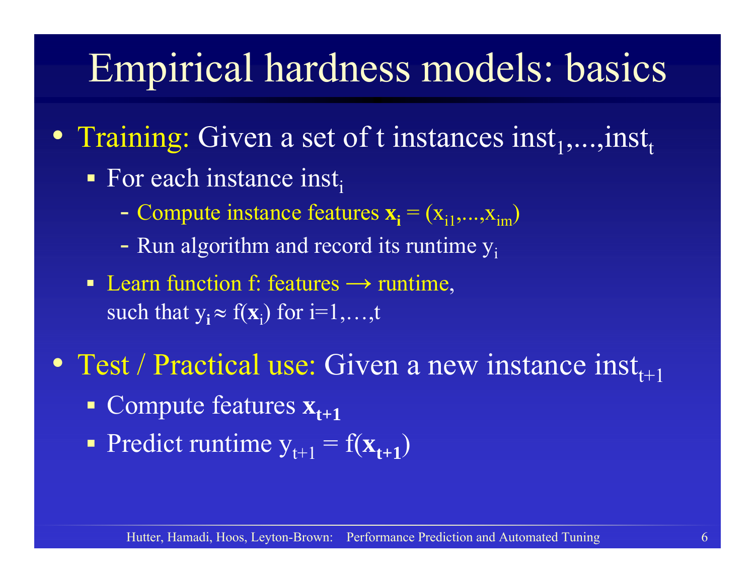# Empirical hardness models: basics

- Training: Given a set of t instances $inst_1,...,inst_t$
  - For each instance $inst_i$
    - Compute instance features $\mathbf{x_i} = (x_{i1},...,x_{im})$
    - Run algorithm and record its runtime $y_i$
  - Learn function f: features → runtime, such that $y_i \approx f(\mathbf{x}_i)$ for i=1,…,t
- Test / Practical use: Given a new instance $inst_{t+1}$
  - Compute features $\mathbf{x_{t+1}}$
  - Predict runtime $y_{t+1} = f(\mathbf{x_{t+1}})$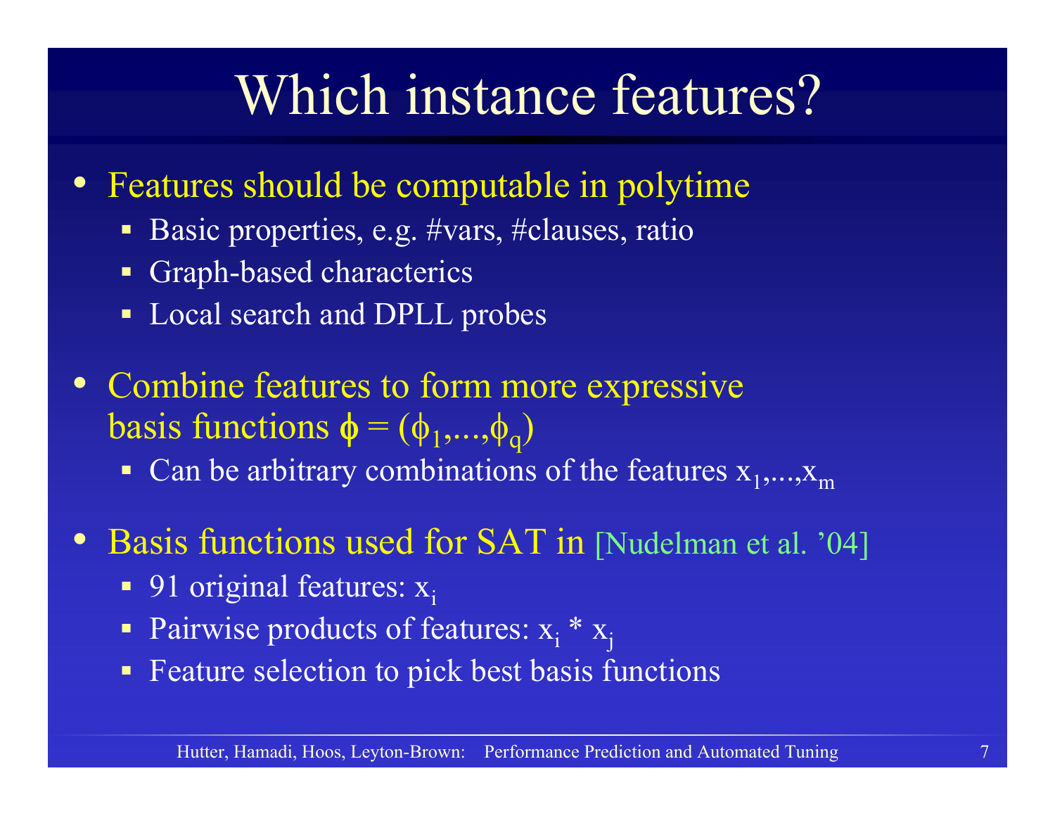# Which instance features?

- Features should be computable in polytime
  - Basic properties, e.g. #vars, #clauses, ratio
  - Graph-based characterics
  - Local search and DPLL probes
- Combine features to form more expressive basis functions $\phi = (\phi_1,...,\phi_q)$
  - Can be arbitrary combinations of the features $x_1,...,x_m$
- Basis functions used for SAT in [Nudelman et al. '04]
  - 91 original features: $x_i$
  - Pairwise products of features: $x_i * x_j$
  - Feature selection to pick best basis functions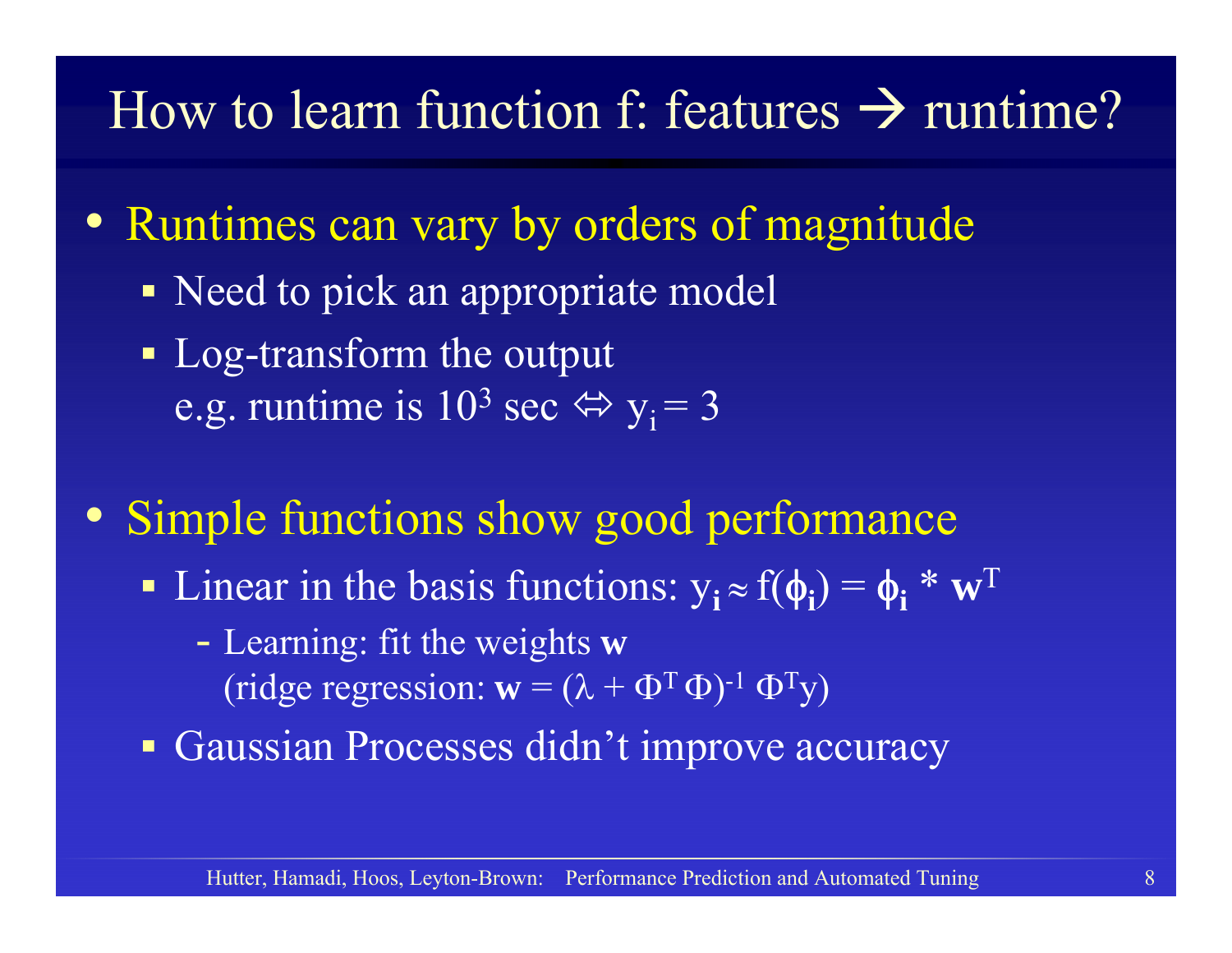# How to learn function f: features → runtime?

- Runtimes can vary by orders of magnitude
  - Need to pick an appropriate model
  - Log-transform the output
    e.g. runtime is $10^3$ sec ⇔ $y_i = 3$

- Simple functions show good performance
  - Linear in the basis functions: $\mathbf{y_i} \approx f(\boldsymbol{\phi}_\mathbf{i}) = \boldsymbol{\phi}_\mathbf{i} * \mathbf{w}^T$
    - Learning: fit the weights **w**
      (ridge regression: $\mathbf{w} = (\lambda + \Phi^T \Phi)^{-1} \Phi^T y$)
  - Gaussian Processes didn't improve accuracy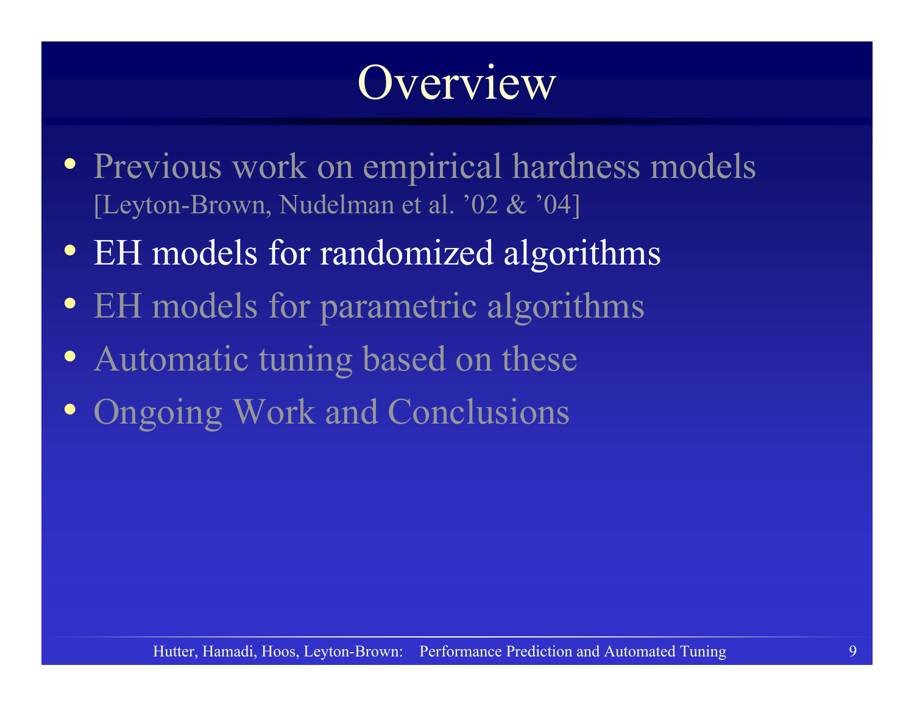# Overview

- Previous work on empirical hardness models [Leyton-Brown, Nudelman et al. ’02 & ’04]
- EH models for randomized algorithms
- EH models for parametric algorithms
- Automatic tuning based on these
- Ongoing Work and Conclusions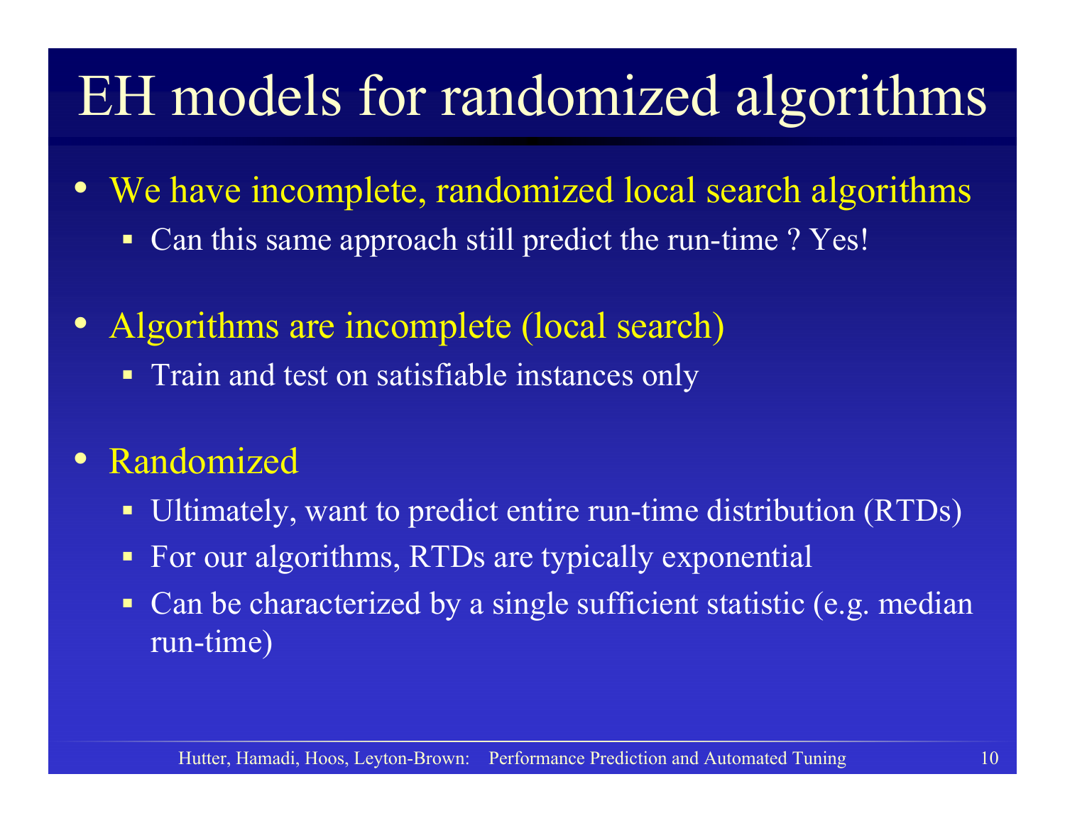# EH models for randomized algorithms

- We have incomplete, randomized local search algorithms
  - Can this same approach still predict the run-time ? Yes!
- Algorithms are incomplete (local search)
  - Train and test on satisfiable instances only
- Randomized
  - Ultimately, want to predict entire run-time distribution (RTDs)
  - For our algorithms, RTDs are typically exponential
  - Can be characterized by a single sufficient statistic (e.g. median run-time)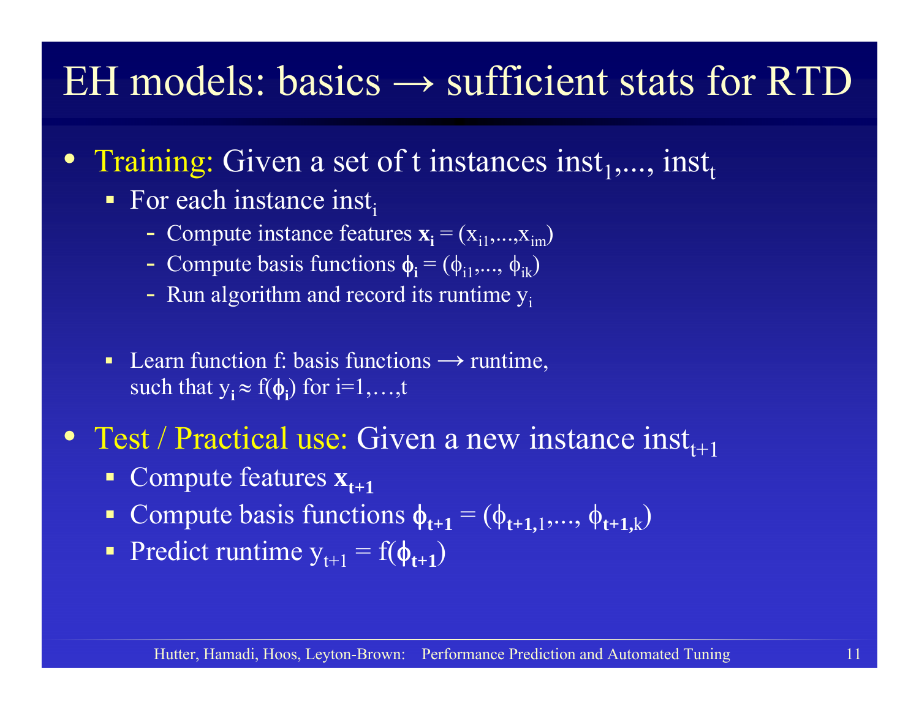# EH models: basics → sufficient stats for RTD

- **Training:** Given a set of t instances $inst_1,\ldots, inst_t$
  - For each instance $inst_i$
    - Compute instance features $\mathbf{x_i} = (x_{i1},\ldots,x_{im})$
    - Compute basis functions $\boldsymbol{\phi}_\mathbf{i} = (\phi_{i1},\ldots, \phi_{ik})$
    - Run algorithm and record its runtime $y_i$
  - Learn function f: basis functions ⟶ runtime, such that $y_\mathbf{i} \approx f(\boldsymbol{\phi}_\mathbf{i})$ for $i=1,\ldots,t$
- **Test / Practical use:** Given a new instance $inst_{t+1}$
  - Compute features $\mathbf{x_{t+1}}$
  - Compute basis functions $\boldsymbol{\phi}_\mathbf{t+1} = (\phi_{\mathbf{t+1},1},\ldots, \phi_{\mathbf{t+1},k})$
  - Predict runtime $y_{t+1} = f(\boldsymbol{\phi}_\mathbf{t+1})$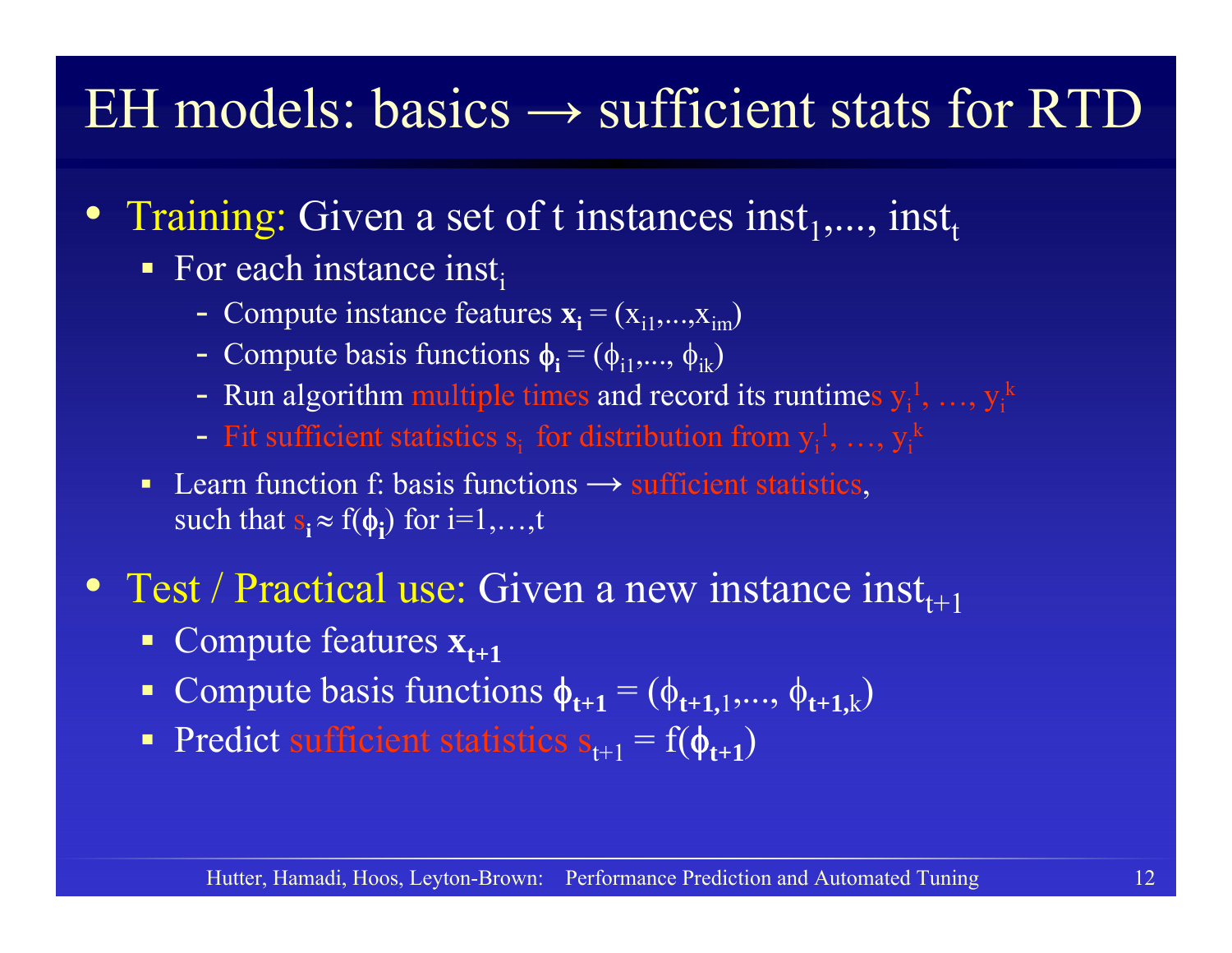# EH models: basics → sufficient stats for RTD

- **Training:** Given a set of t instances $inst_1, ..., inst_t$
  - For each instance $inst_i$
    - Compute instance features $\mathbf{x_i} = (x_{i1}, ..., x_{im})$
    - Compute basis functions $\boldsymbol{\phi}_\mathbf{i} = (\phi_{i1}, ..., \phi_{ik})$
    - Run algorithm multiple times and record its runtimes $y_i^1, \ldots, y_i^k$
    - Fit sufficient statistics $s_i$ for distribution from $y_i^1, \ldots, y_i^k$
  - Learn function f: basis functions ⟶ sufficient statistics, such that $s_\mathbf{i} \approx f(\boldsymbol{\phi}_\mathbf{i})$ for $i=1,\ldots,t$
- **Test / Practical use:** Given a new instance $inst_{t+1}$
  - Compute features $\mathbf{x_{t+1}}$
  - Compute basis functions $\boldsymbol{\phi}_\mathbf{t+1} = (\phi_{\mathbf{t+1},1}, ..., \phi_{\mathbf{t+1},k})$
  - Predict sufficient statistics $s_{t+1} = f(\boldsymbol{\phi}_\mathbf{t+1})$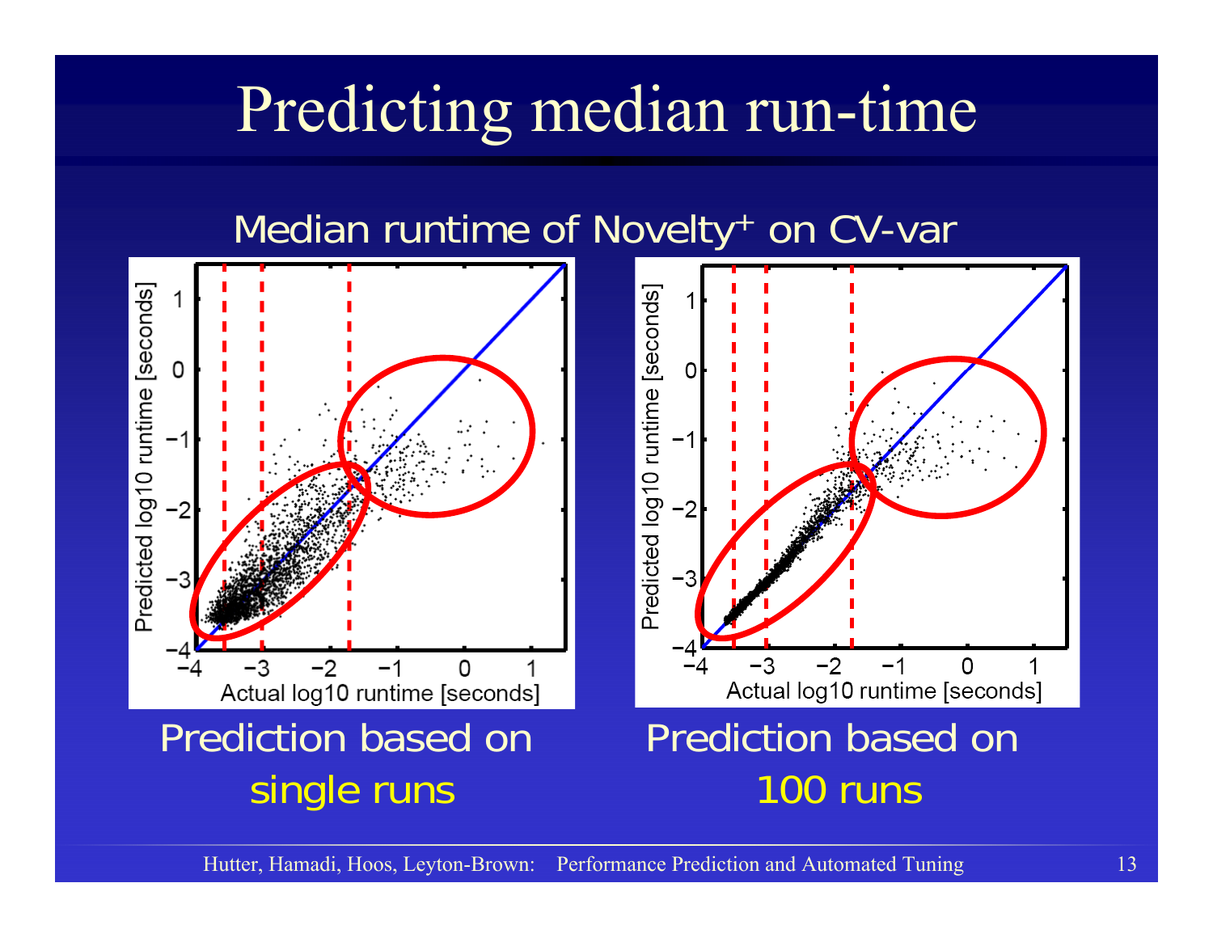# Predicting median run-time

Median runtime of Novelty$^{+}$ on CV-var

Prediction based on single runs

Prediction based on 100 runs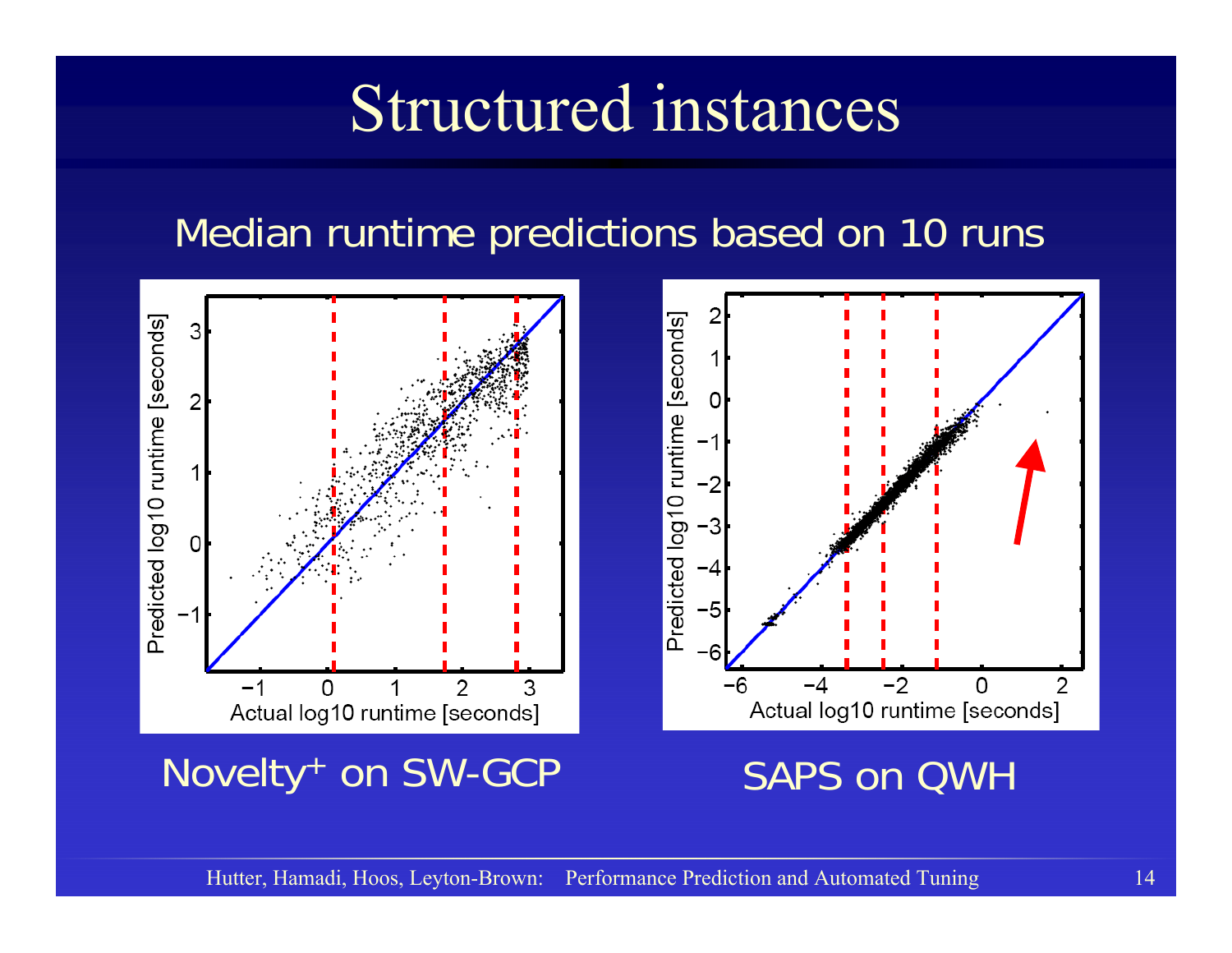# Structured instances

Median runtime predictions based on 10 runs

Novelty$^{+}$ on SW-GCP

SAPS on QWH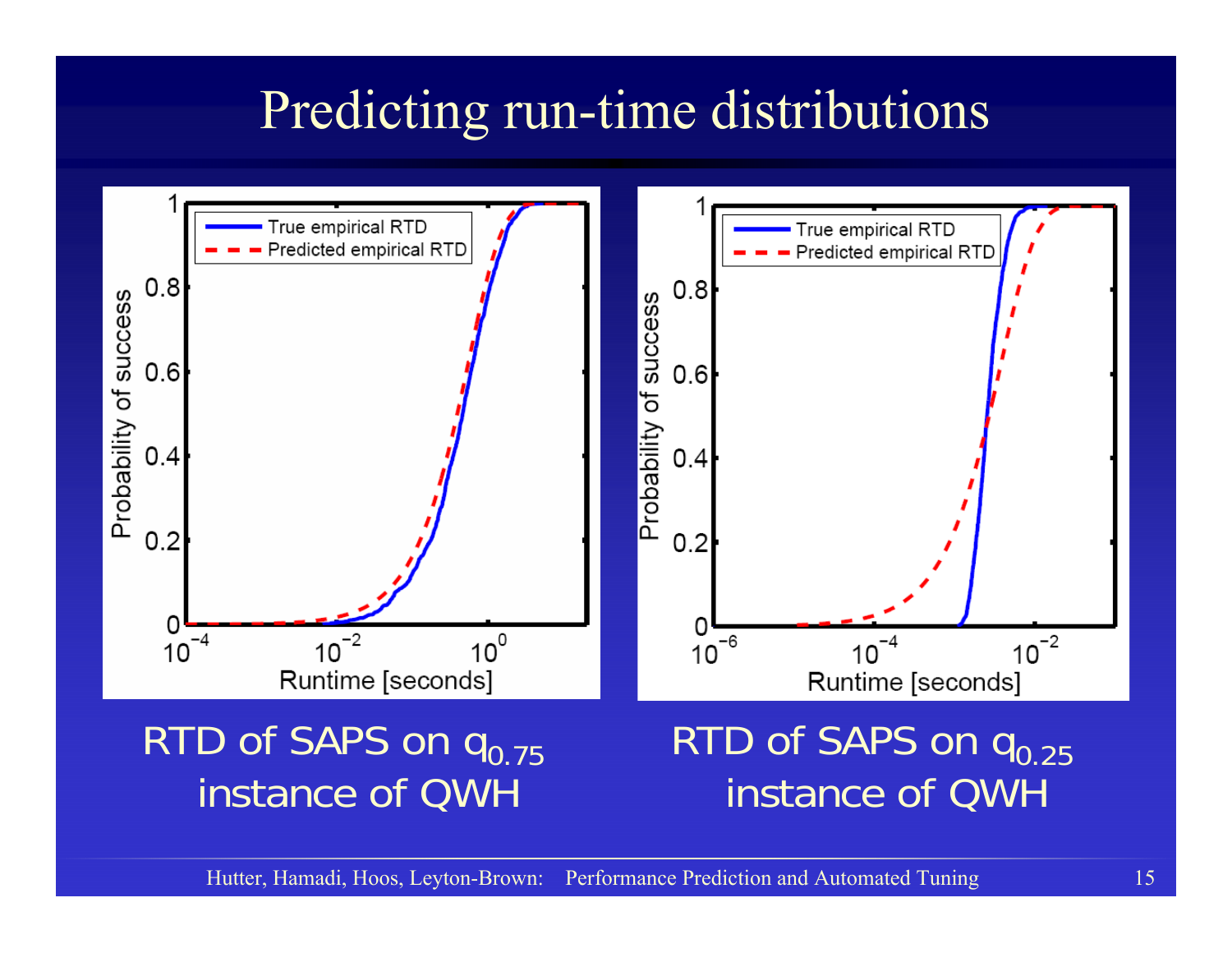# Predicting run-time distributions

RTD of SAPS on $q_{0.75}$ instance of QWH

RTD of SAPS on $q_{0.25}$ instance of QWH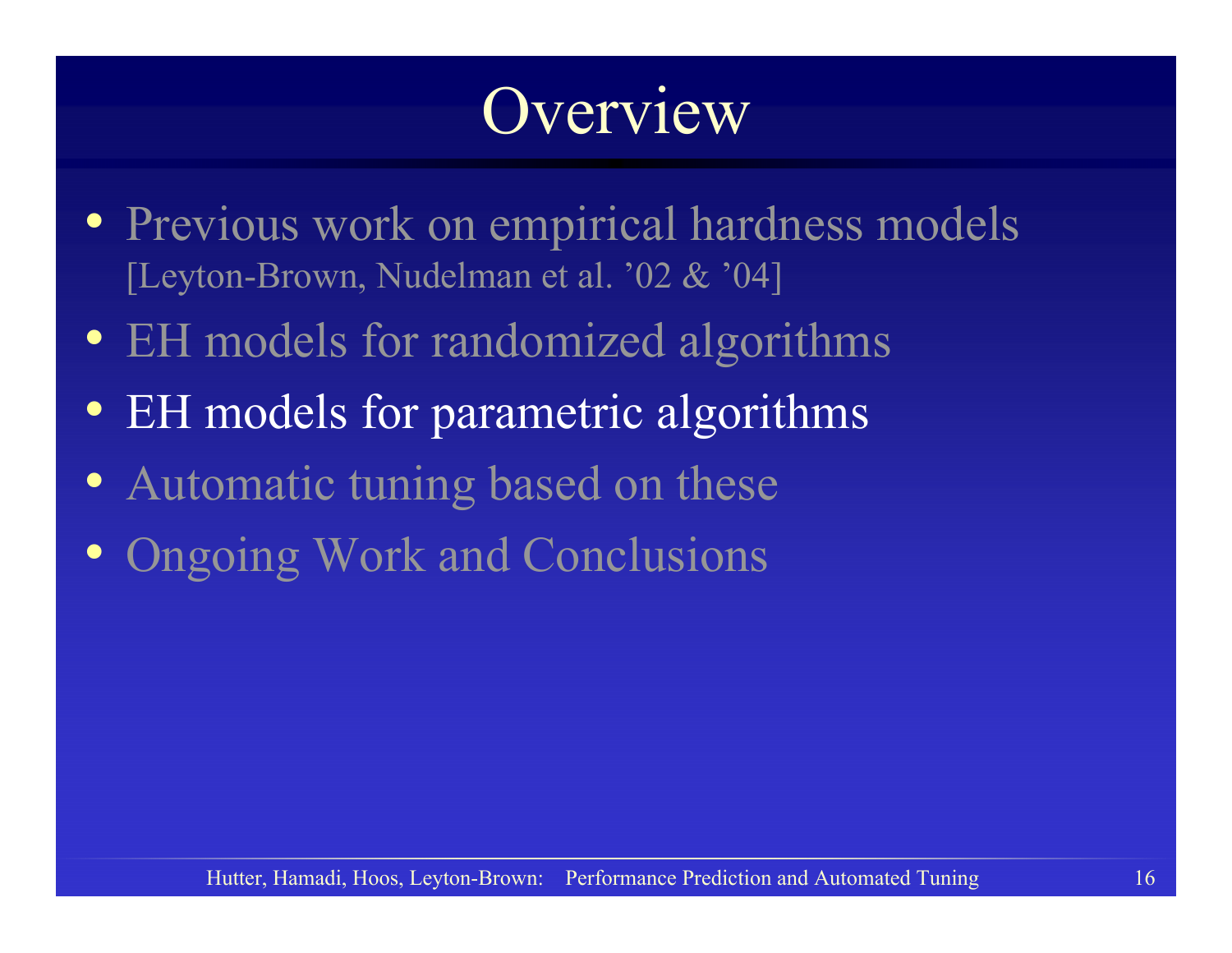# Overview

- Previous work on empirical hardness models [Leyton-Brown, Nudelman et al. '02 & '04]
- EH models for randomized algorithms
- EH models for parametric algorithms
- Automatic tuning based on these
- Ongoing Work and Conclusions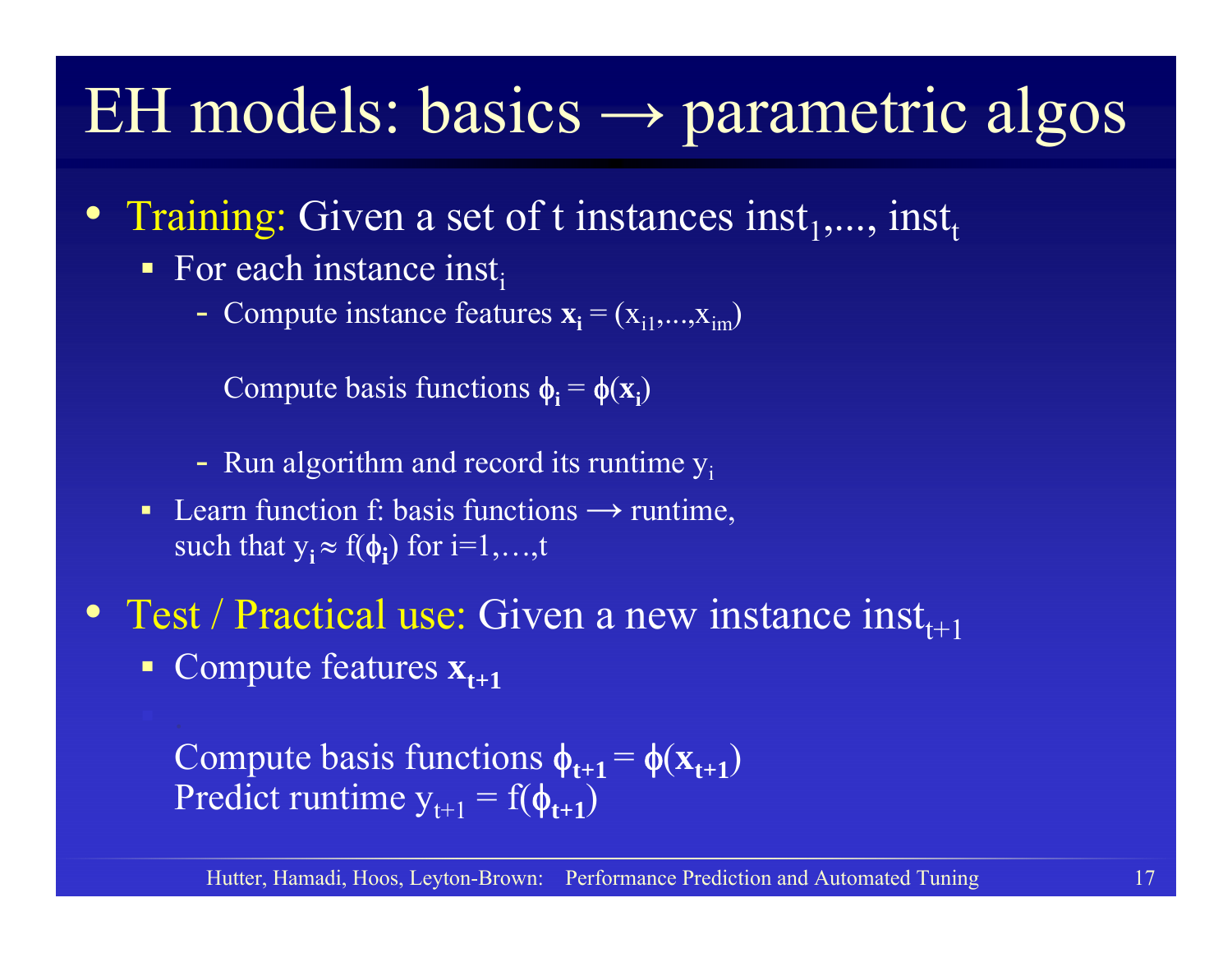# EH models: basics → parametric algos

- Training: Given a set of t instances $inst_1, \ldots, inst_t$
  - For each instance $inst_i$
    - Compute instance features $\mathbf{x_i} = (x_{i1}, \ldots, x_{im})$

      Compute basis functions $\boldsymbol{\phi_i} = \boldsymbol{\phi}(\mathbf{x_i})$
    - Run algorithm and record its runtime $y_i$
  - Learn function f: basis functions ⟶ runtime, such that $y_i \approx f(\boldsymbol{\phi_i})$ for $i=1,\ldots,t$
- Test / Practical use: Given a new instance $inst_{t+1}$
  - Compute features $\mathbf{x_{t+1}}$

    Compute basis functions $\boldsymbol{\phi_{t+1}} = \boldsymbol{\phi}(\mathbf{x_{t+1}})$
    Predict runtime $y_{t+1} = f(\boldsymbol{\phi_{t+1}})$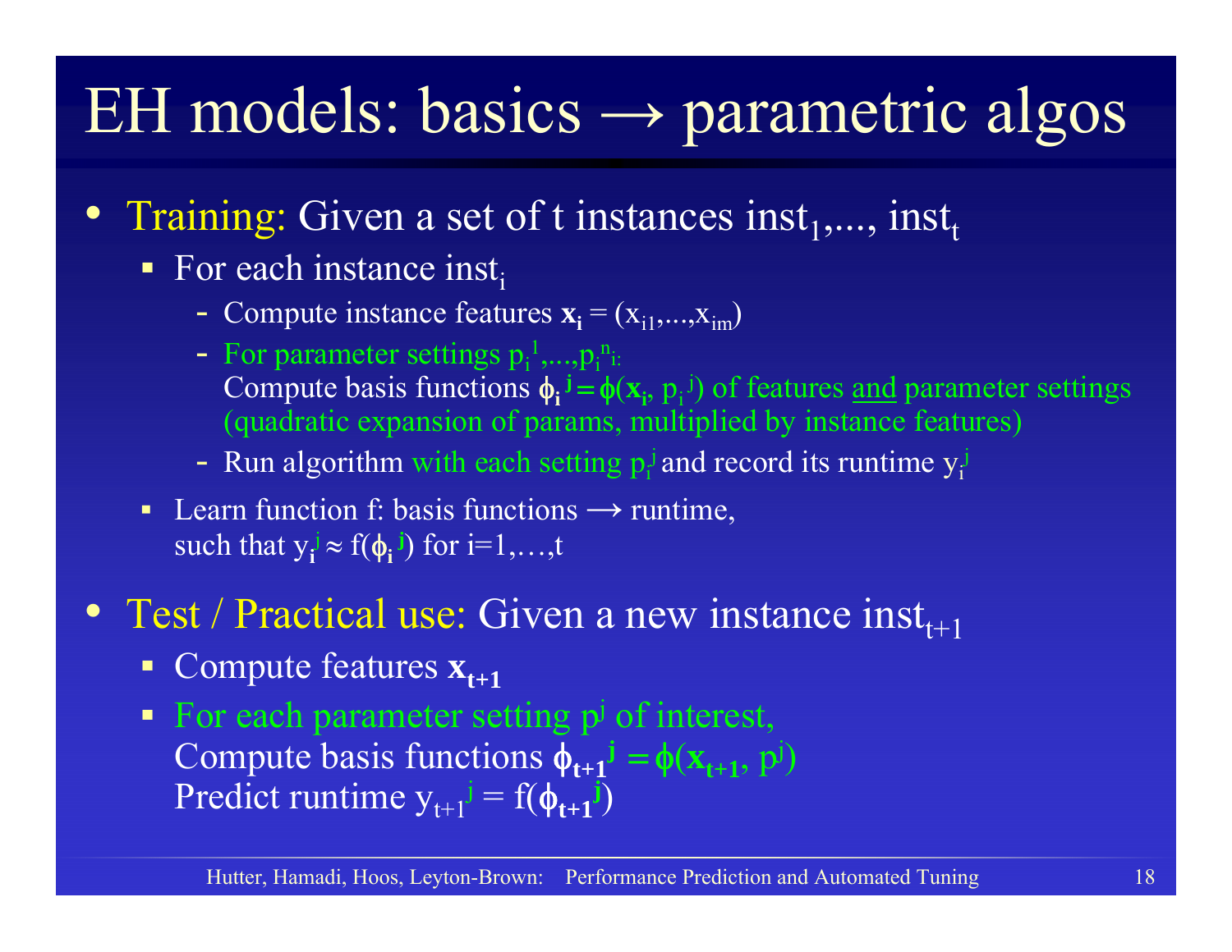# EH models: basics → parametric algos

- Training: Given a set of t instances $inst_1,..., inst_t$
  - For each instance $inst_i$
    - Compute instance features $\mathbf{x_i} = (x_{i1},...,x_{im})$
    - For parameter settings $p_i^1,...,p_i^{n_i}$:
      Compute basis functions $\phi_i^j = \phi(\mathbf{x_i}, p_i^j)$ of features and parameter settings (quadratic expansion of params, multiplied by instance features)
    - Run algorithm with each setting $p_i^j$ and record its runtime $y_i^j$
  - Learn function f: basis functions ⟶ runtime, such that $y_i^j \approx f(\phi_i^j)$ for i=1,…,t
- Test / Practical use: Given a new instance $inst_{t+1}$
  - Compute features $\mathbf{x_{t+1}}$
  - For each parameter setting $p^j$ of interest,
    Compute basis functions $\phi_{t+1}^j = \phi(\mathbf{x_{t+1}}, p^j)$
    Predict runtime $y_{t+1}^j = f(\phi_{t+1}^j)$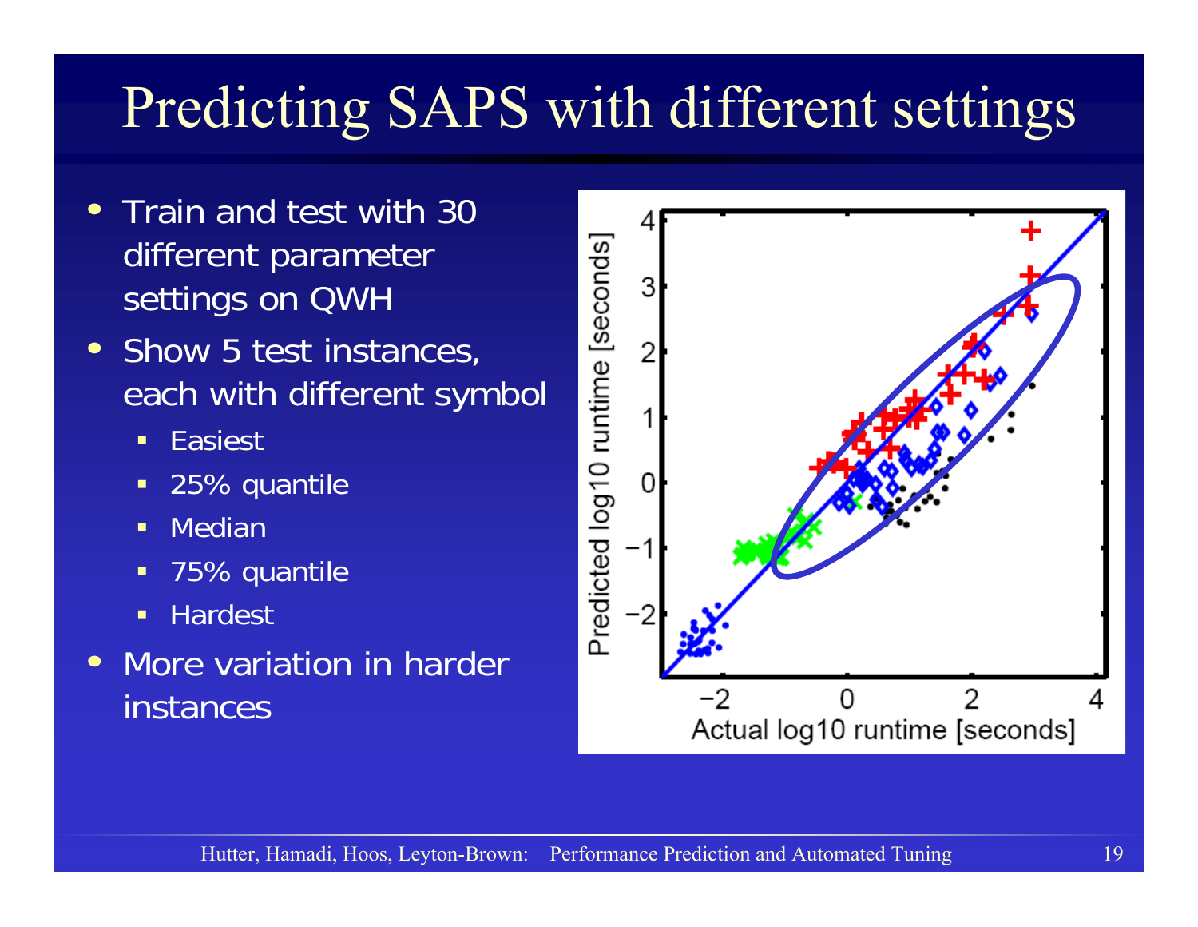# Predicting SAPS with different settings

- Train and test with 30 different parameter settings on QWH
- Show 5 test instances, each with different symbol
  - Easiest
  - 25% quantile
  - Median
  - 75% quantile
  - Hardest
- More variation in harder instances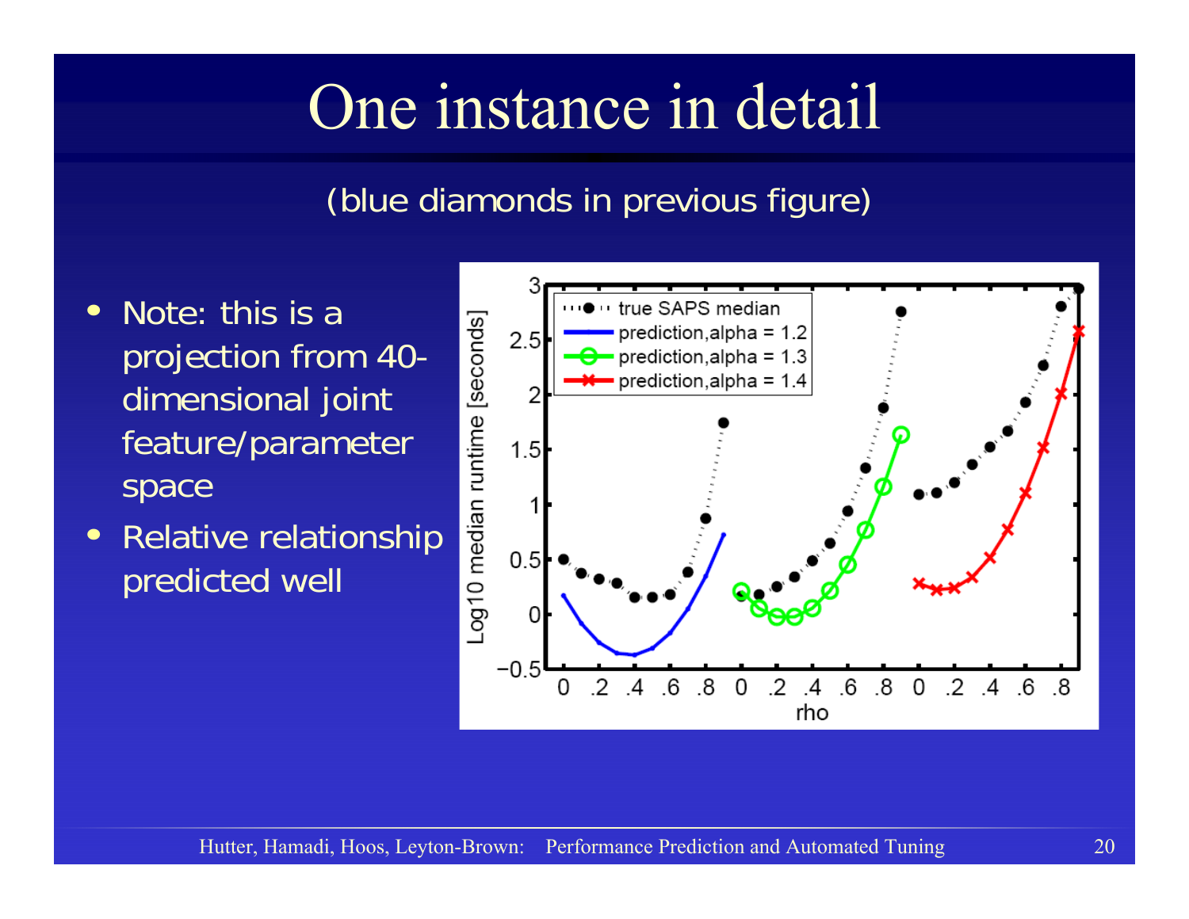# One instance in detail

(blue diamonds in previous figure)

- Note: this is a projection from 40-dimensional joint feature/parameter space
- Relative relationship predicted well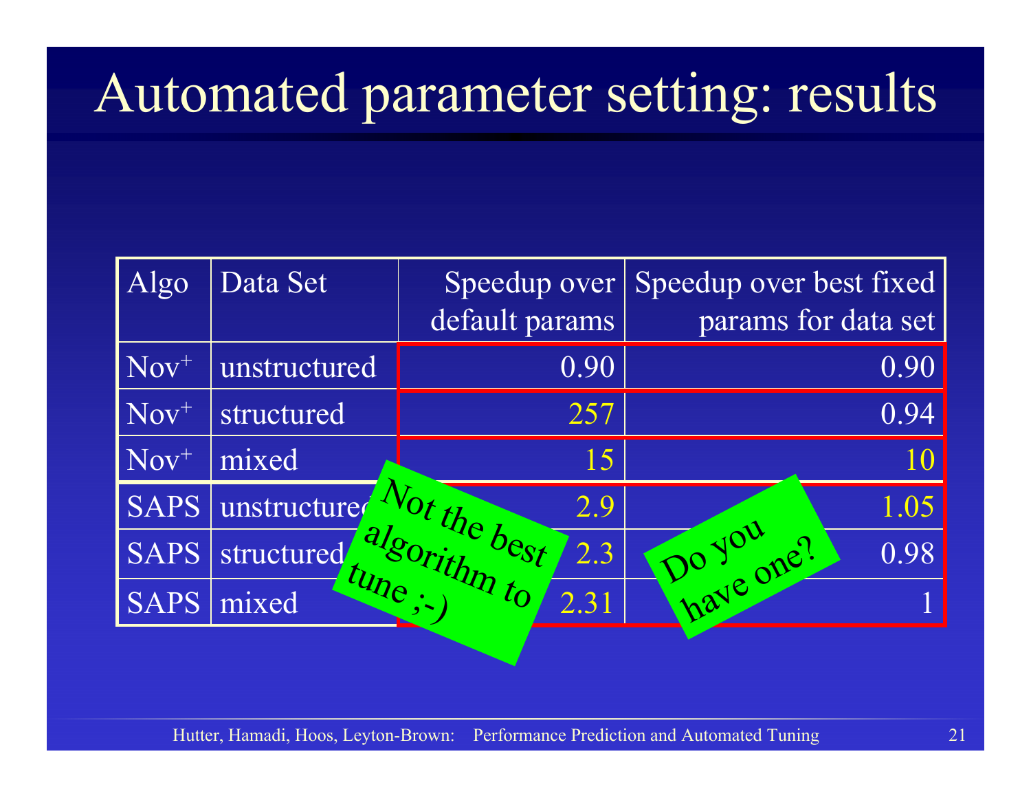# Automated parameter setting: results

| Algo | Data Set | Speedup over default params | Speedup over best fixed params for data set |
|---|---|---|---|
| Nov$^+$ | unstructured | 0.90 | 0.90 |
| Nov$^+$ | structured | 257 | 0.94 |
| Nov$^+$ | mixed | 15 | 10 |
| SAPS | unstructured | 2.9 | 1.05 |
| SAPS | structured | 2.3 | 0.98 |
| SAPS | mixed | 2.31 | 1 |

Not the best algorithm to tune ;-)

Do you have one?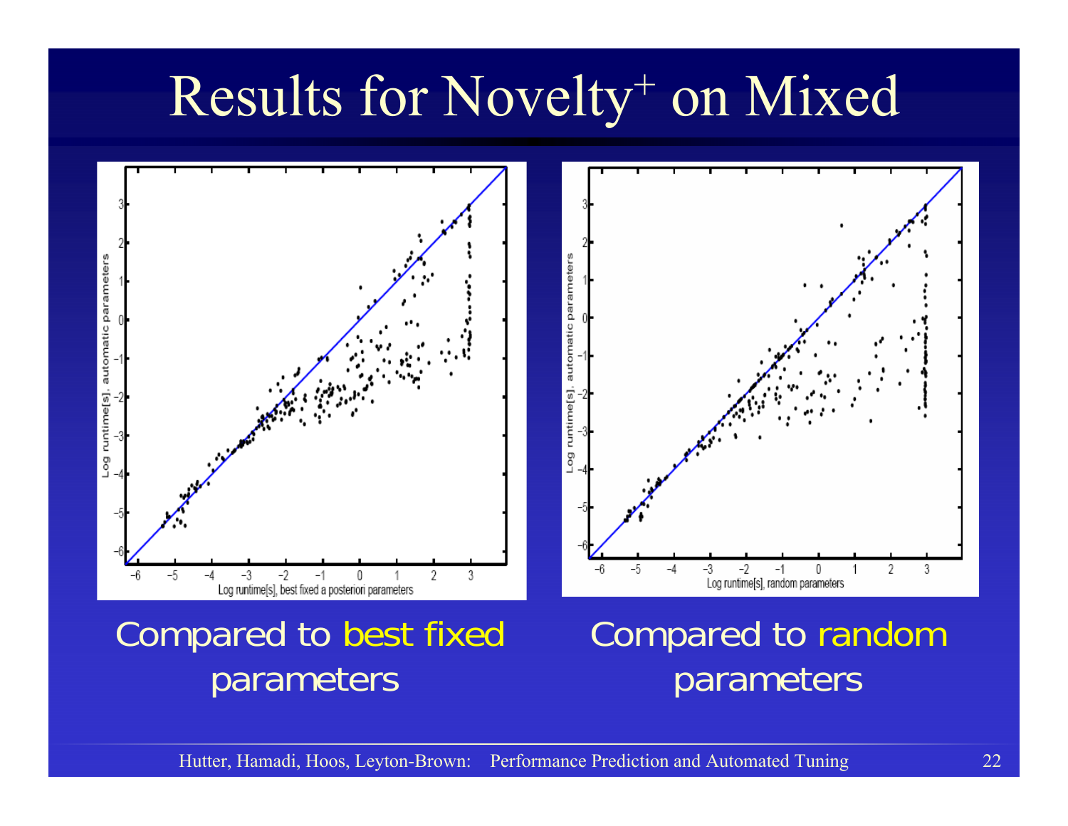# Results for Novelty$^+$ on Mixed

Compared to best fixed parameters

Compared to random parameters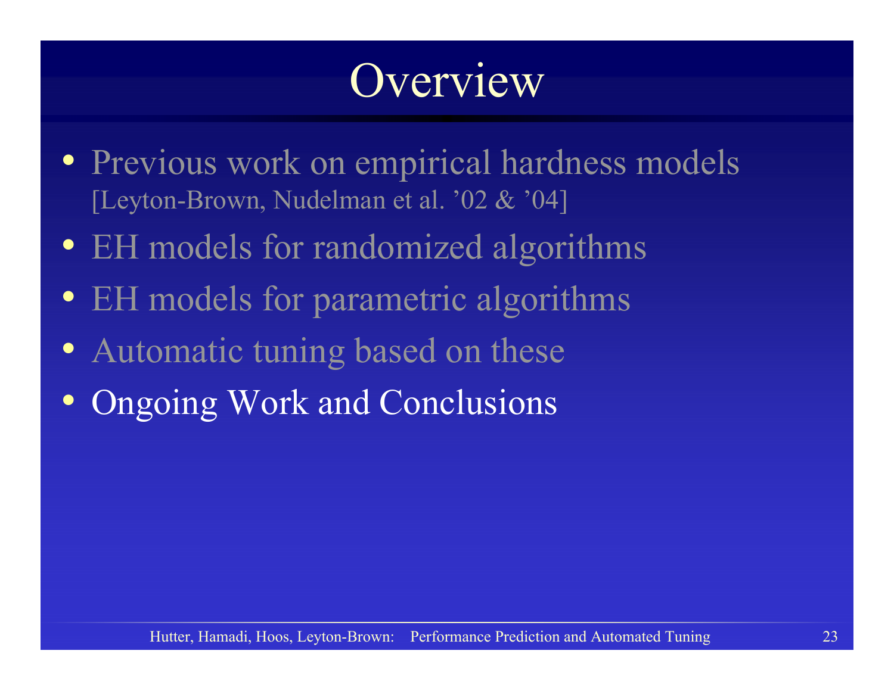# Overview

- Previous work on empirical hardness models
  [Leyton-Brown, Nudelman et al. ’02 & ’04]
- EH models for randomized algorithms
- EH models for parametric algorithms
- Automatic tuning based on these
- Ongoing Work and Conclusions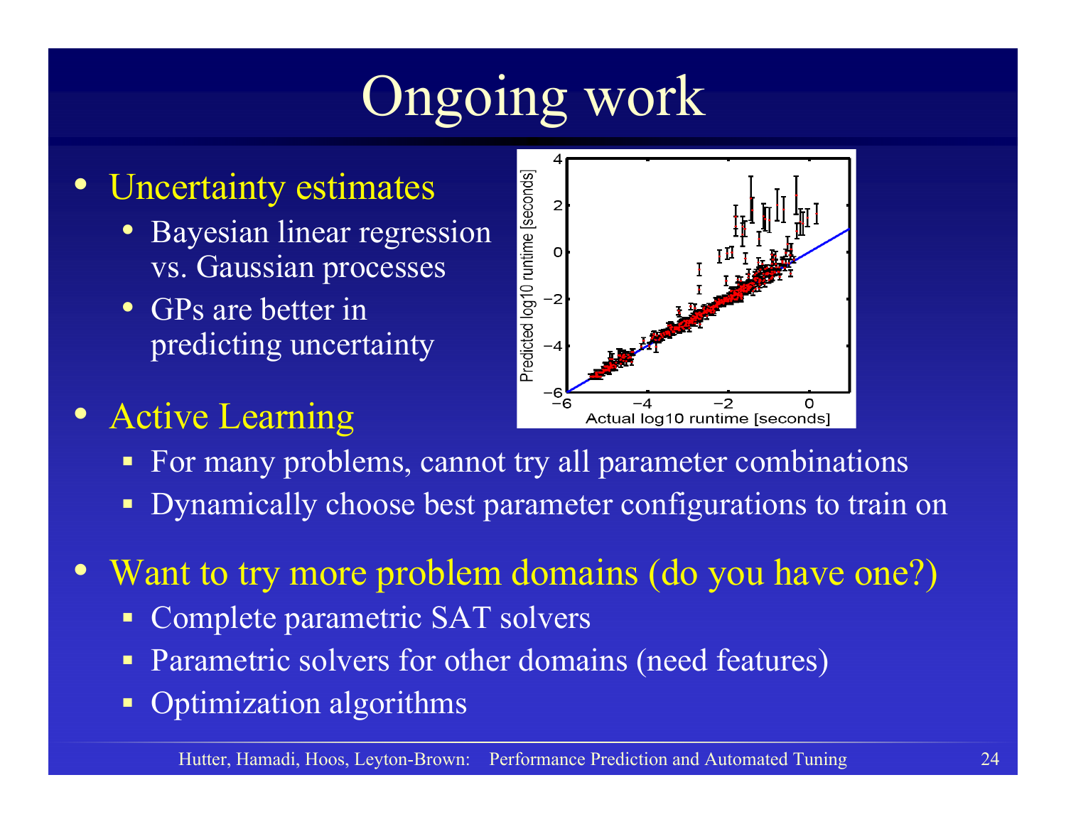# Ongoing work

- Uncertainty estimates
  - Bayesian linear regression vs. Gaussian processes
  - GPs are better in predicting uncertainty
- Active Learning
  - For many problems, cannot try all parameter combinations
  - Dynamically choose best parameter configurations to train on
- Want to try more problem domains (do you have one?)
  - Complete parametric SAT solvers
  - Parametric solvers for other domains (need features)
  - Optimization algorithms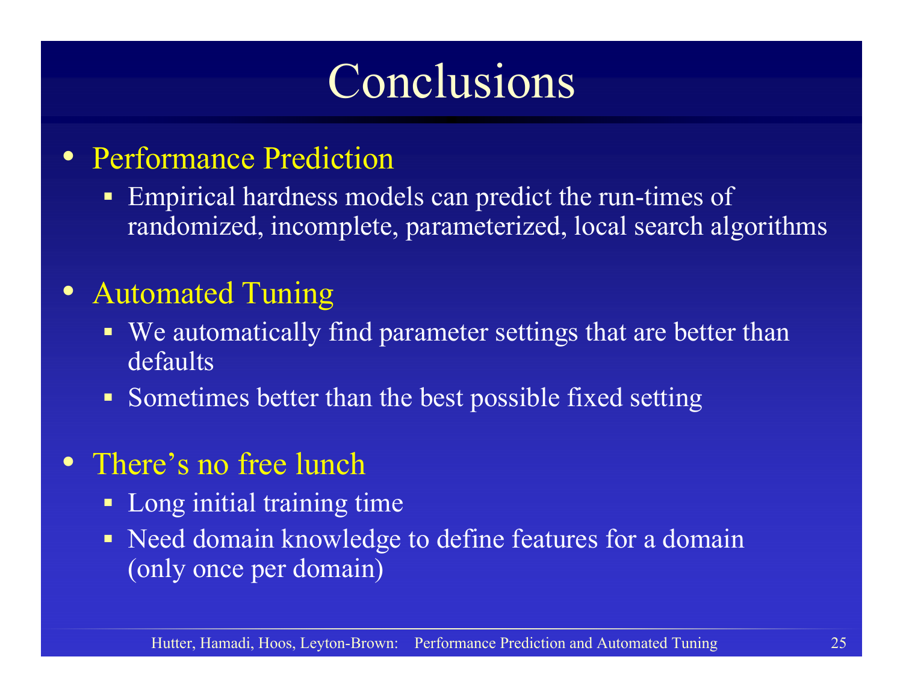# Conclusions

- Performance Prediction
  - Empirical hardness models can predict the run-times of randomized, incomplete, parameterized, local search algorithms
- Automated Tuning
  - We automatically find parameter settings that are better than defaults
  - Sometimes better than the best possible fixed setting
- There's no free lunch
  - Long initial training time
  - Need domain knowledge to define features for a domain (only once per domain)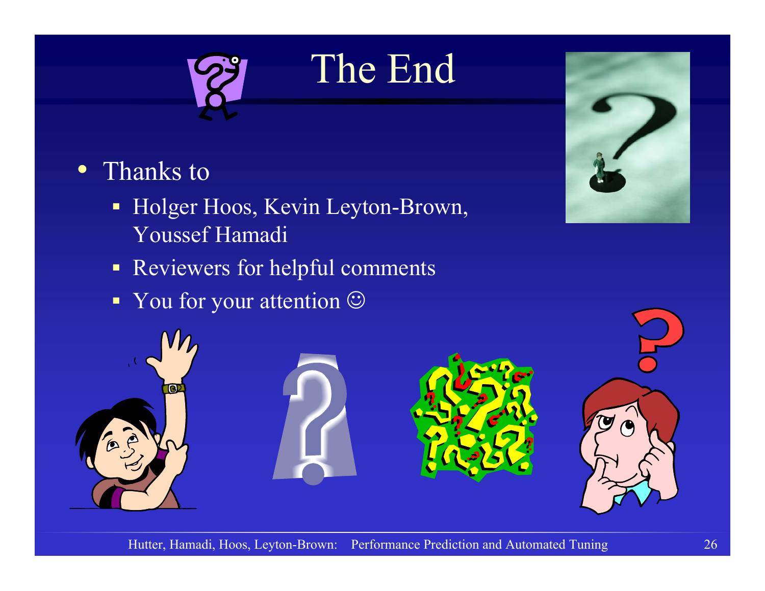# The End

- Thanks to
  - Holger Hoos, Kevin Leyton-Brown, Youssef Hamadi
  - Reviewers for helpful comments
  - You for your attention ☺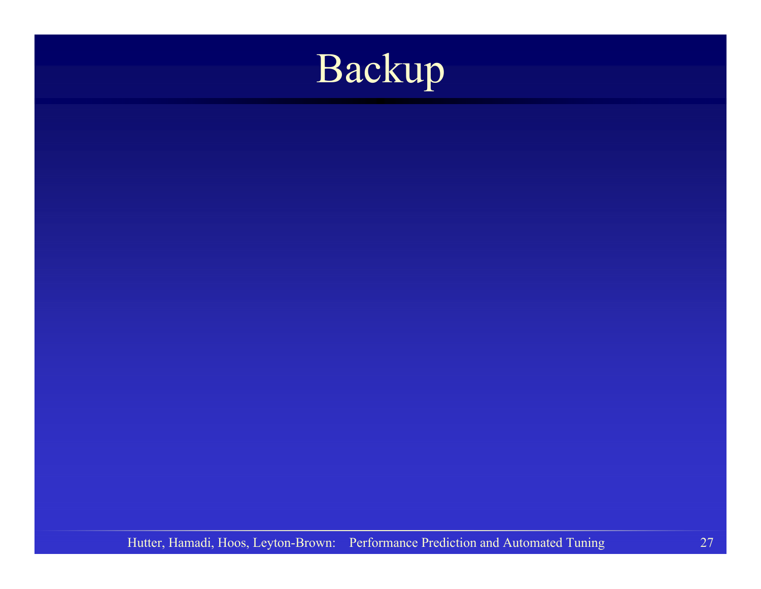# Backup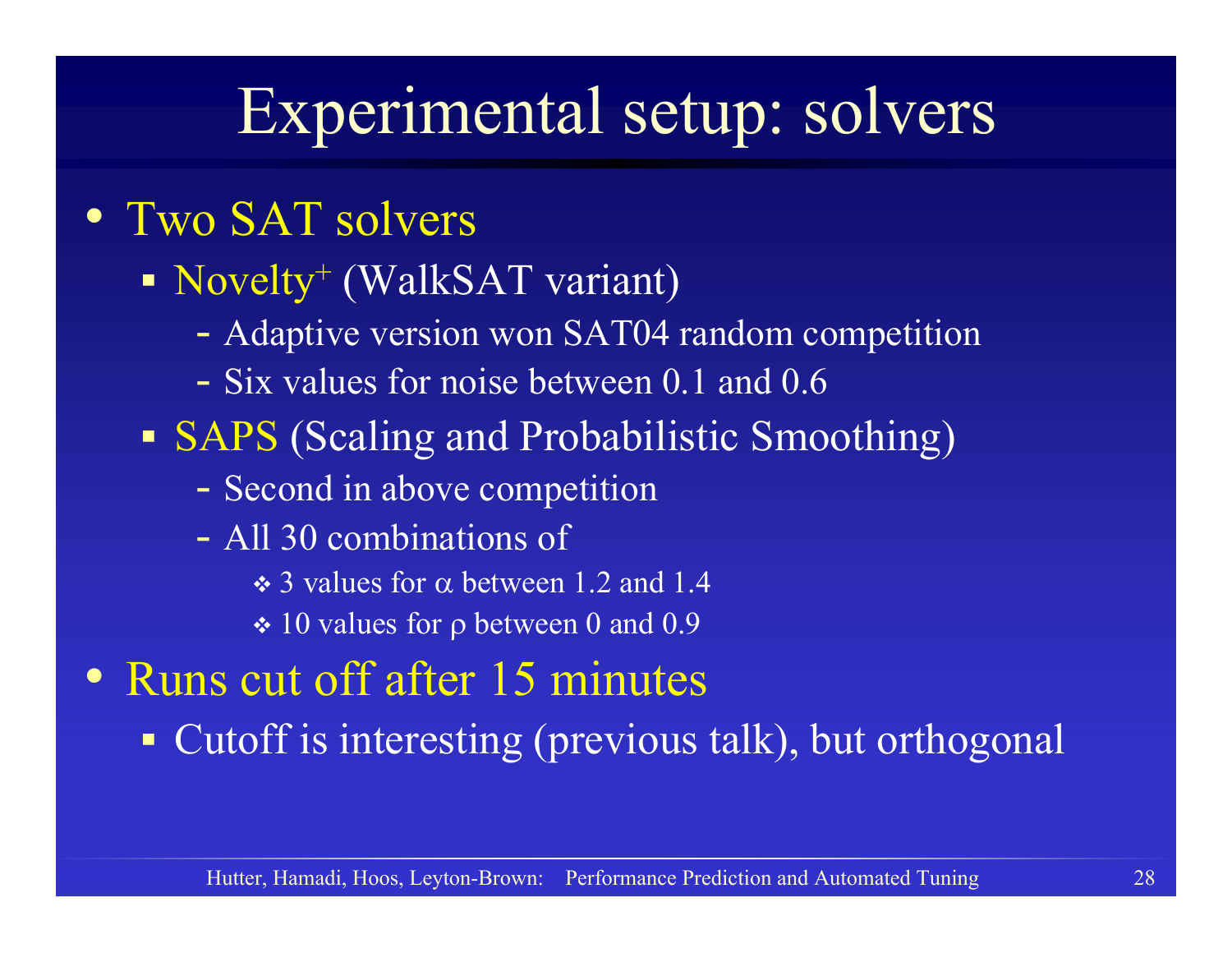# Experimental setup: solvers

- Two SAT solvers
  - Novelty$^+$ (WalkSAT variant)
    - Adaptive version won SAT04 random competition
    - Six values for noise between 0.1 and 0.6
  - SAPS (Scaling and Probabilistic Smoothing)
    - Second in above competition
    - All 30 combinations of
      - 3 values for $\alpha$ between 1.2 and 1.4
      - 10 values for $\rho$ between 0 and 0.9
- Runs cut off after 15 minutes
  - Cutoff is interesting (previous talk), but orthogonal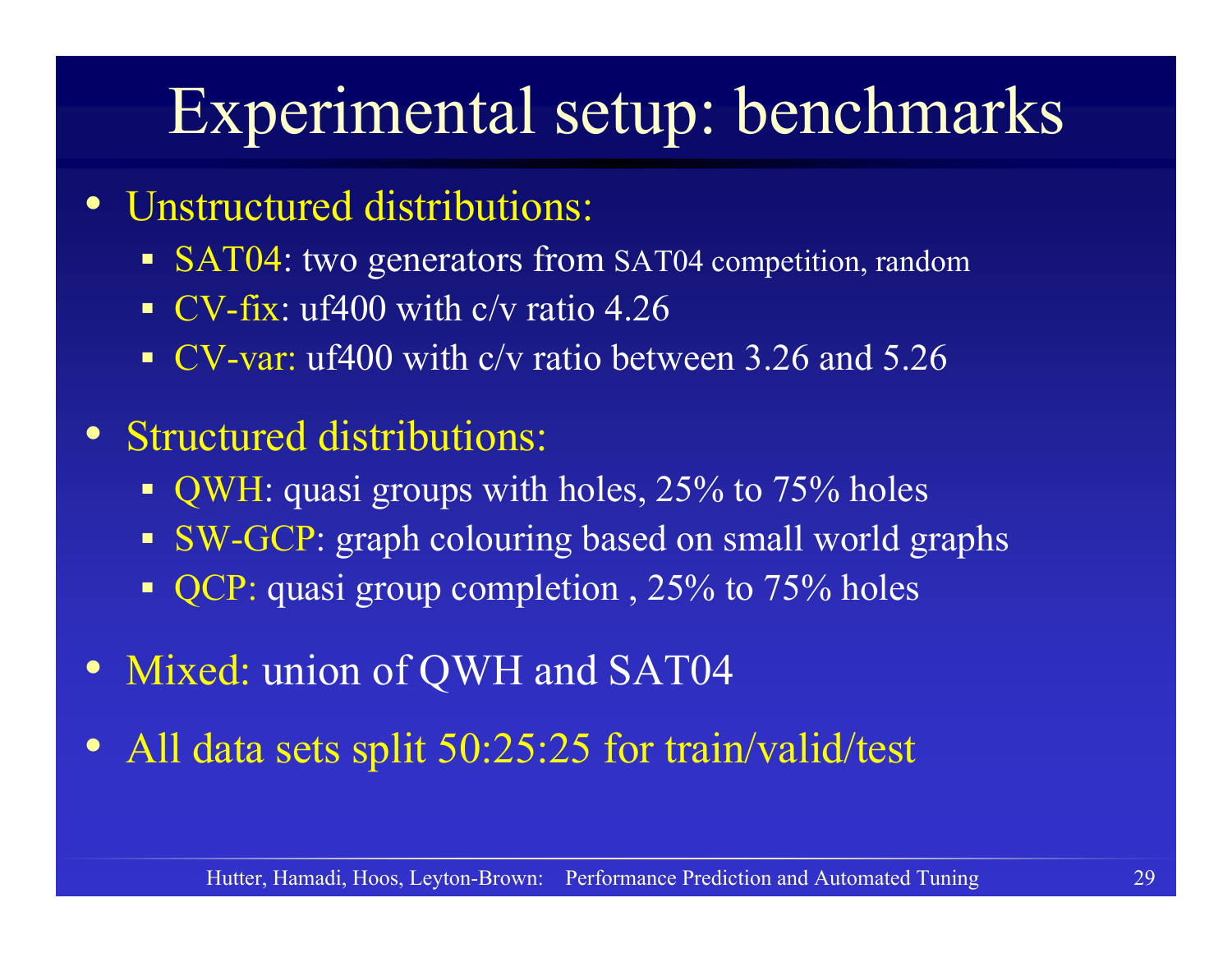# Experimental setup: benchmarks

- Unstructured distributions:
  - SAT04: two generators from SAT04 competition, random
  - CV-fix: uf400 with c/v ratio 4.26
  - CV-var: uf400 with c/v ratio between 3.26 and 5.26
- Structured distributions:
  - QWH: quasi groups with holes, 25% to 75% holes
  - SW-GCP: graph colouring based on small world graphs
  - QCP: quasi group completion , 25% to 75% holes
- Mixed: union of QWH and SAT04
- All data sets split 50:25:25 for train/valid/test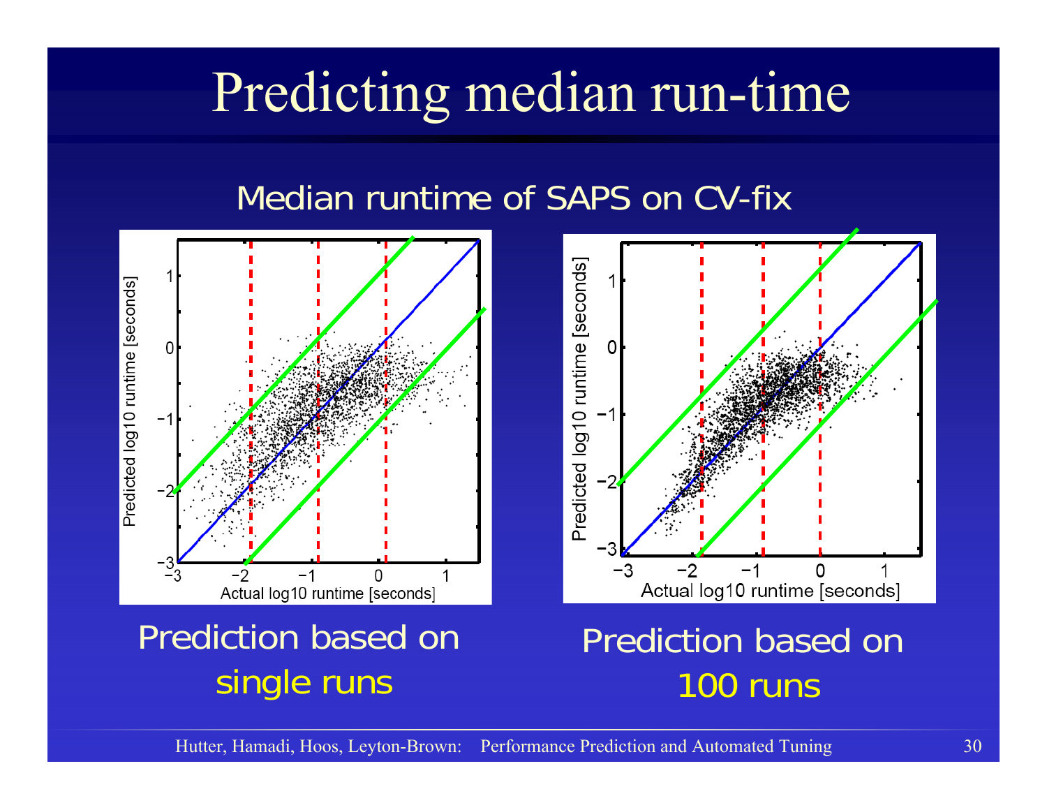# Predicting median run-time

Median runtime of SAPS on CV-fix

Prediction based on single runs

Prediction based on 100 runs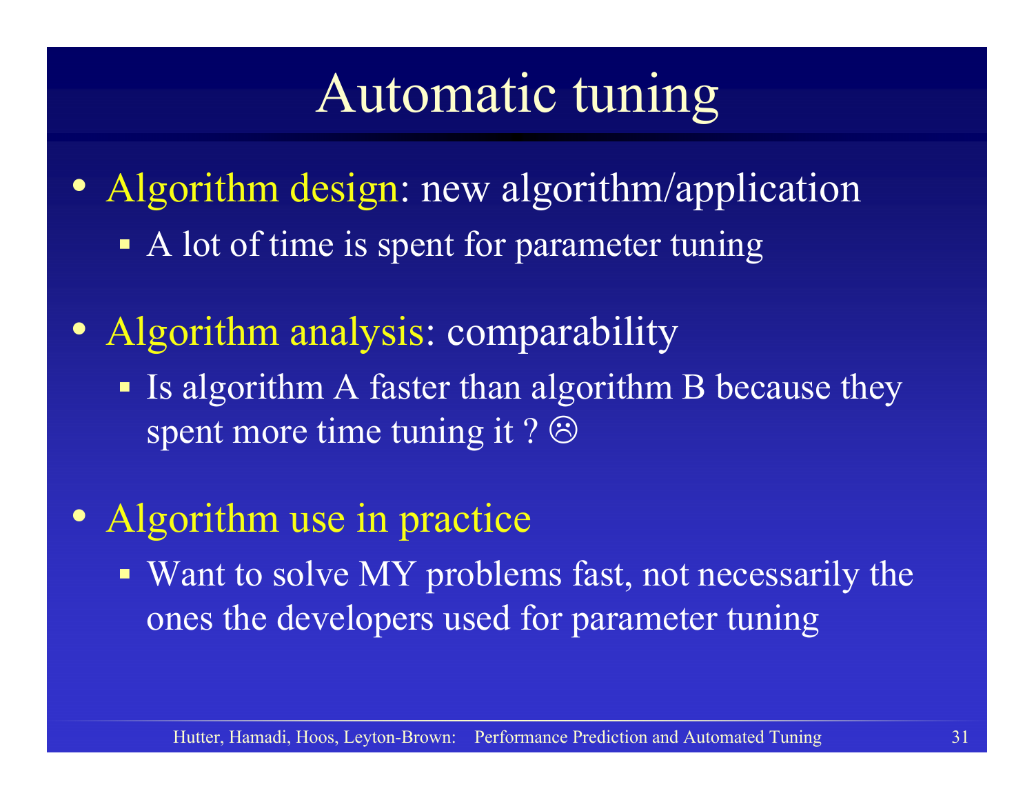# Automatic tuning

- Algorithm design: new algorithm/application
  - A lot of time is spent for parameter tuning
- Algorithm analysis: comparability
  - Is algorithm A faster than algorithm B because they spent more time tuning it ? ☹
- Algorithm use in practice
  - Want to solve MY problems fast, not necessarily the ones the developers used for parameter tuning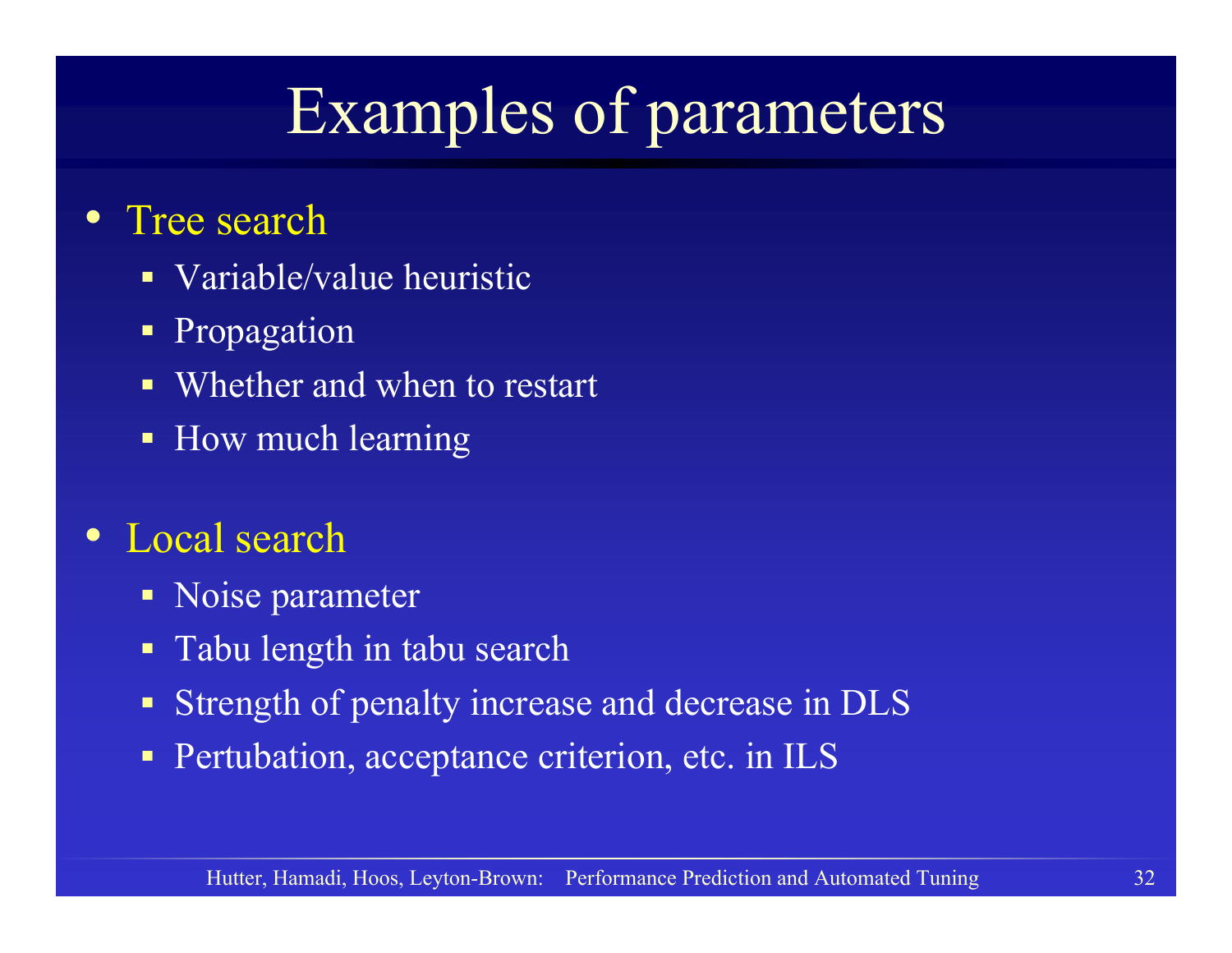# Examples of parameters

- Tree search
  - Variable/value heuristic
  - Propagation
  - Whether and when to restart
  - How much learning
- Local search
  - Noise parameter
  - Tabu length in tabu search
  - Strength of penalty increase and decrease in DLS
  - Pertubation, acceptance criterion, etc. in ILS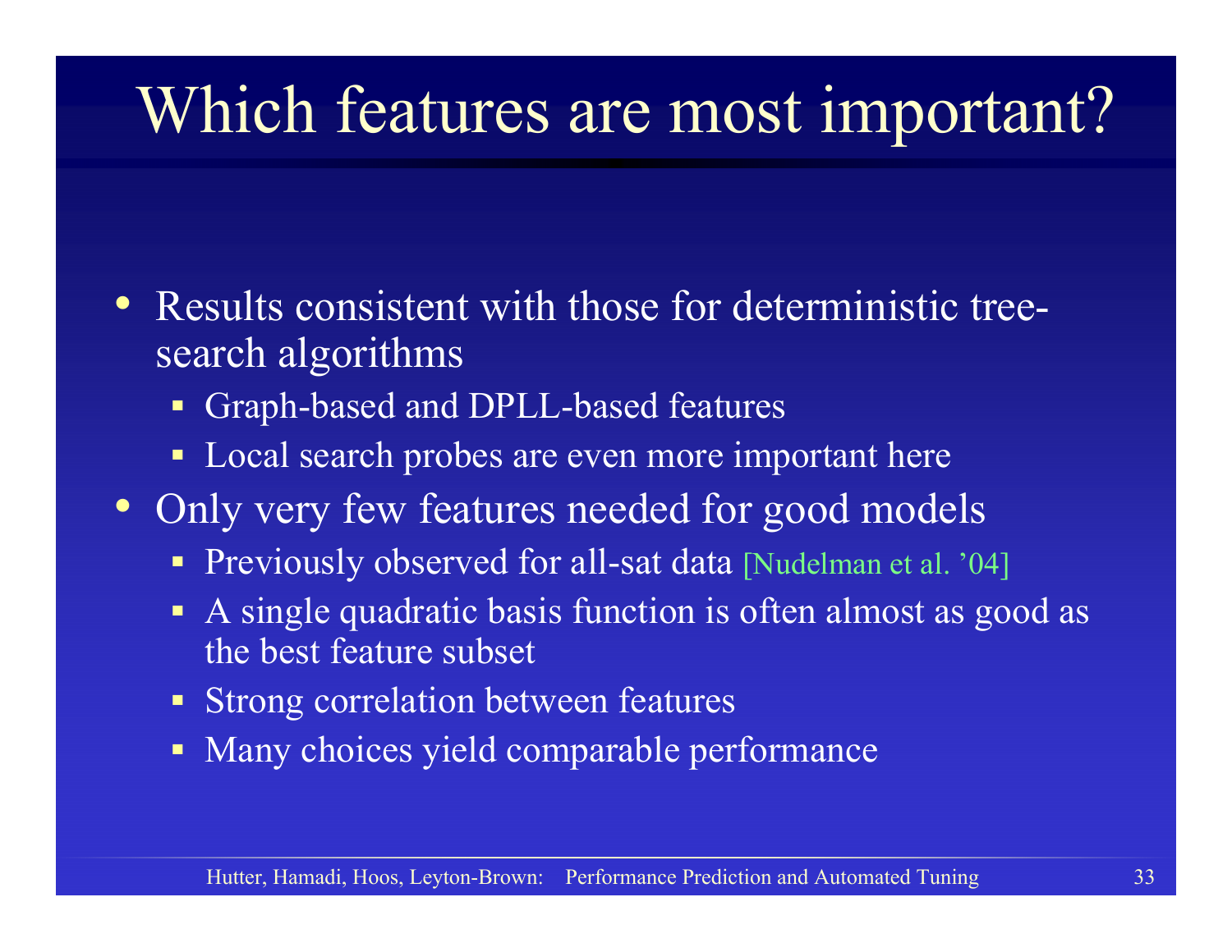# Which features are most important?

- Results consistent with those for deterministic tree-search algorithms
  - Graph-based and DPLL-based features
  - Local search probes are even more important here
- Only very few features needed for good models
  - Previously observed for all-sat data [Nudelman et al. '04]
  - A single quadratic basis function is often almost as good as the best feature subset
  - Strong correlation between features
  - Many choices yield comparable performance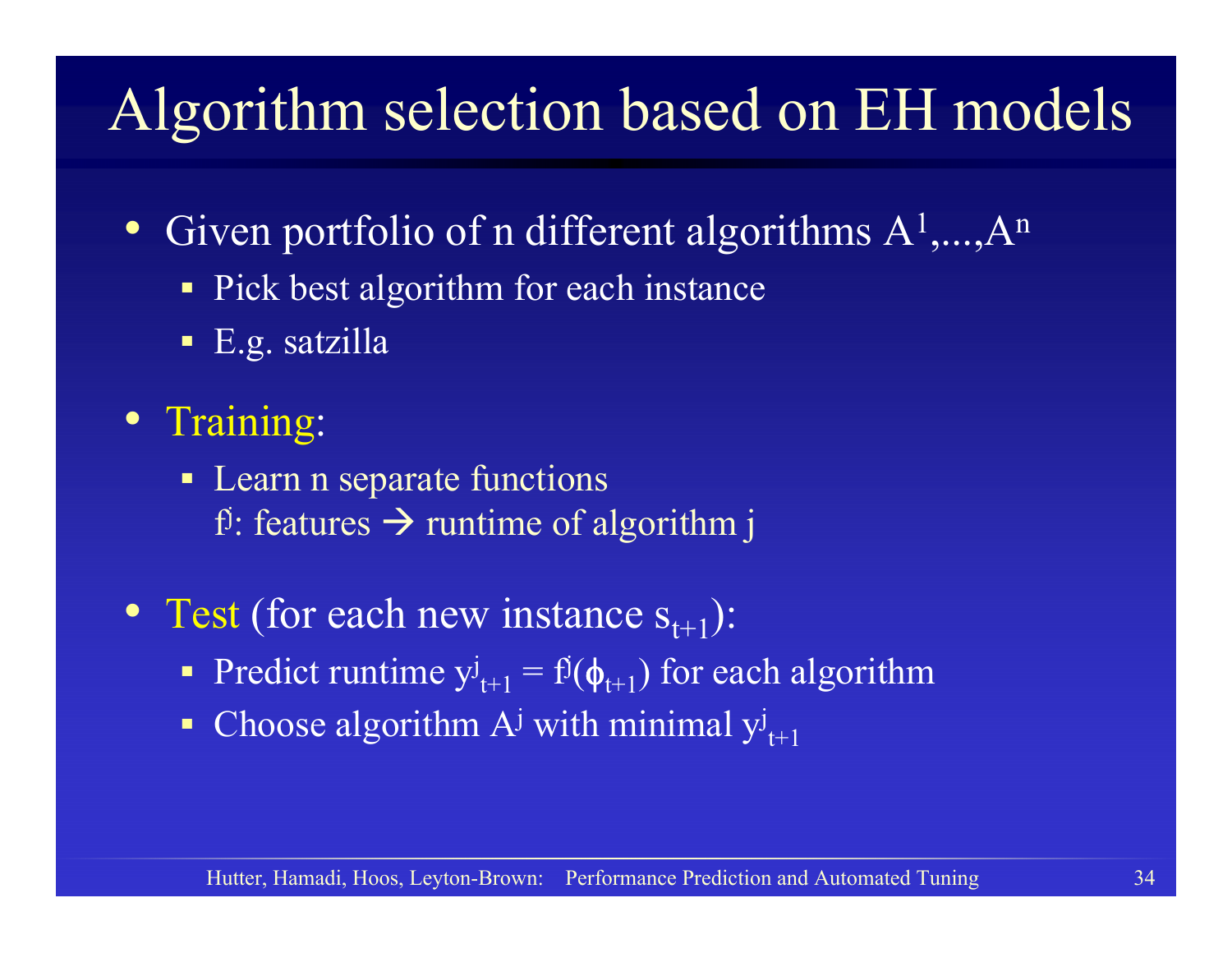# Algorithm selection based on EH models

- Given portfolio of n different algorithms $A^1,...,A^n$
  - Pick best algorithm for each instance
  - E.g. satzilla
- Training:
  - Learn n separate functions
    $f^j$: features → runtime of algorithm j
- Test (for each new instance $s_{t+1}$):
  - Predict runtime $y^j_{t+1} = f^j(\phi_{t+1})$ for each algorithm
  - Choose algorithm $A^j$ with minimal $y^j_{t+1}$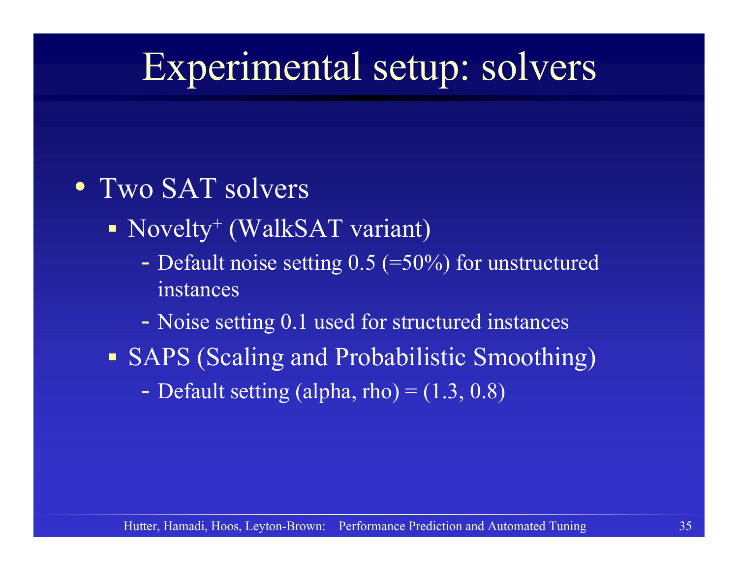# Experimental setup: solvers

- Two SAT solvers
  - Novelty$^+$ (WalkSAT variant)
    - Default noise setting 0.5 (=50%) for unstructured instances
    - Noise setting 0.1 used for structured instances
  - SAPS (Scaling and Probabilistic Smoothing)
    - Default setting (alpha, rho) = (1.3, 0.8)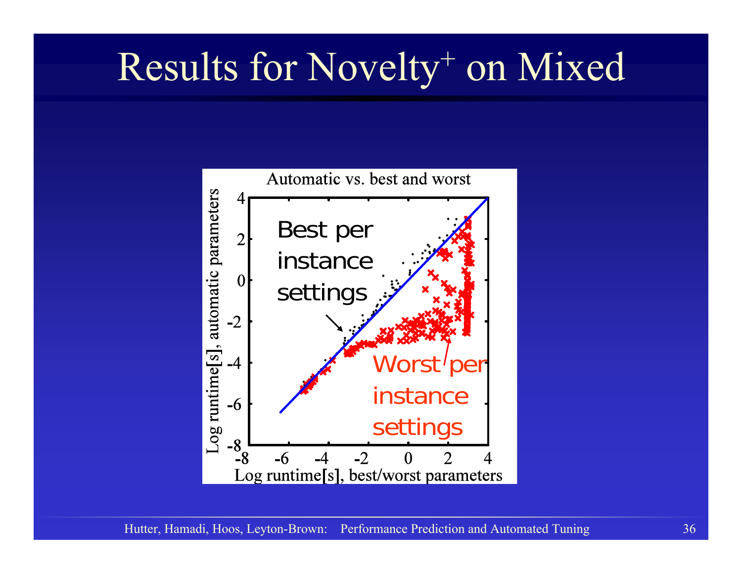# Results for Novelty$^+$ on Mixed

Automatic vs. best and worst

Best per instance settings

Worst per instance settings

Log runtime[s], automatic parameters

Log runtime[s], best/worst parameters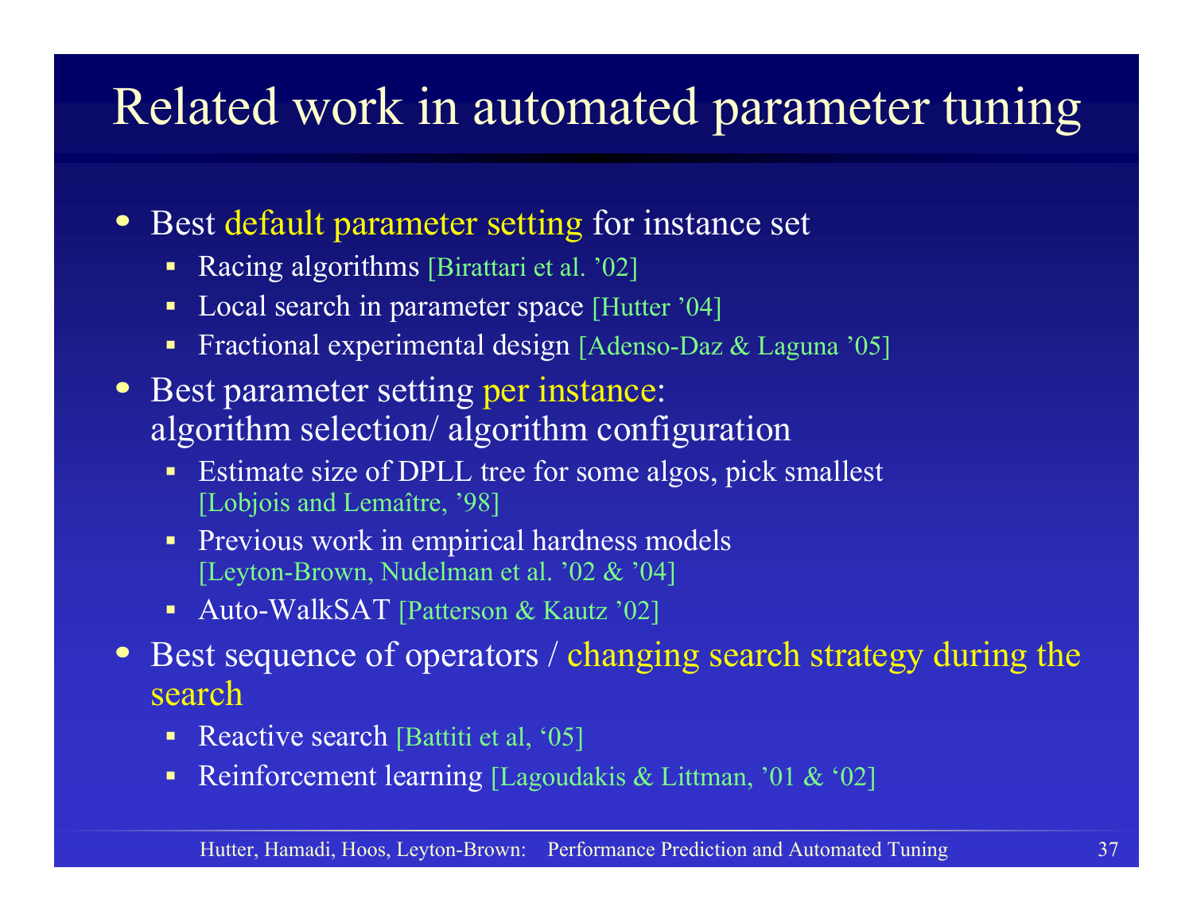# Related work in automated parameter tuning

- Best default parameter setting for instance set
  - Racing algorithms [Birattari et al. '02]
  - Local search in parameter space [Hutter '04]
  - Fractional experimental design [Adenso-Daz & Laguna '05]
- Best parameter setting per instance: algorithm selection/ algorithm configuration
  - Estimate size of DPLL tree for some algos, pick smallest [Lobjois and Lemaître, '98]
  - Previous work in empirical hardness models [Leyton-Brown, Nudelman et al. '02 & '04]
  - Auto-WalkSAT [Patterson & Kautz '02]
- Best sequence of operators / changing search strategy during the search
  - Reactive search [Battiti et al, '05]
  - Reinforcement learning [Lagoudakis & Littman, '01 & '02]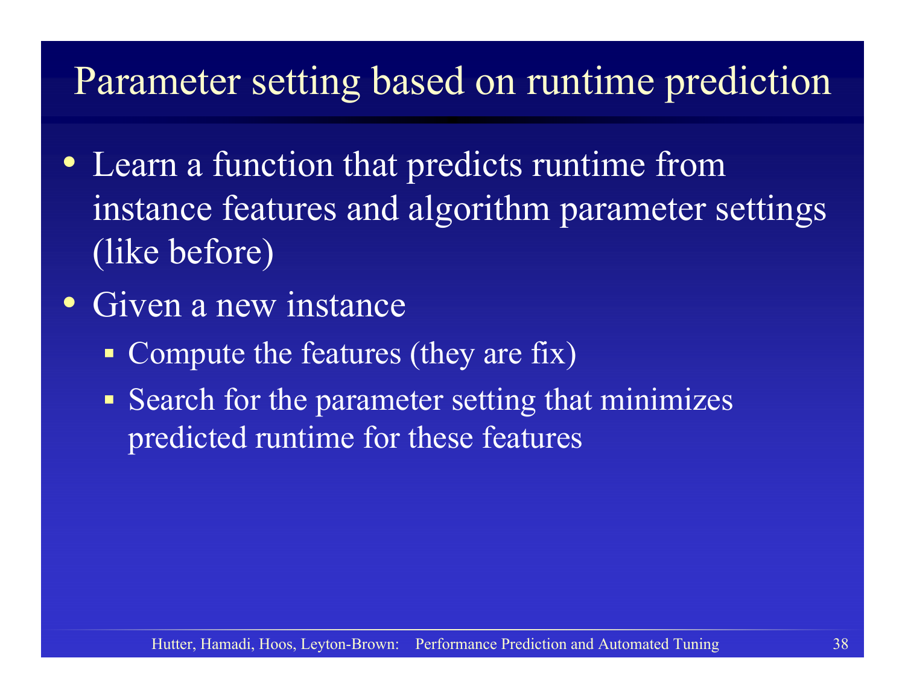# Parameter setting based on runtime prediction

- Learn a function that predicts runtime from instance features and algorithm parameter settings (like before)
- Given a new instance
  - Compute the features (they are fix)
  - Search for the parameter setting that minimizes predicted runtime for these features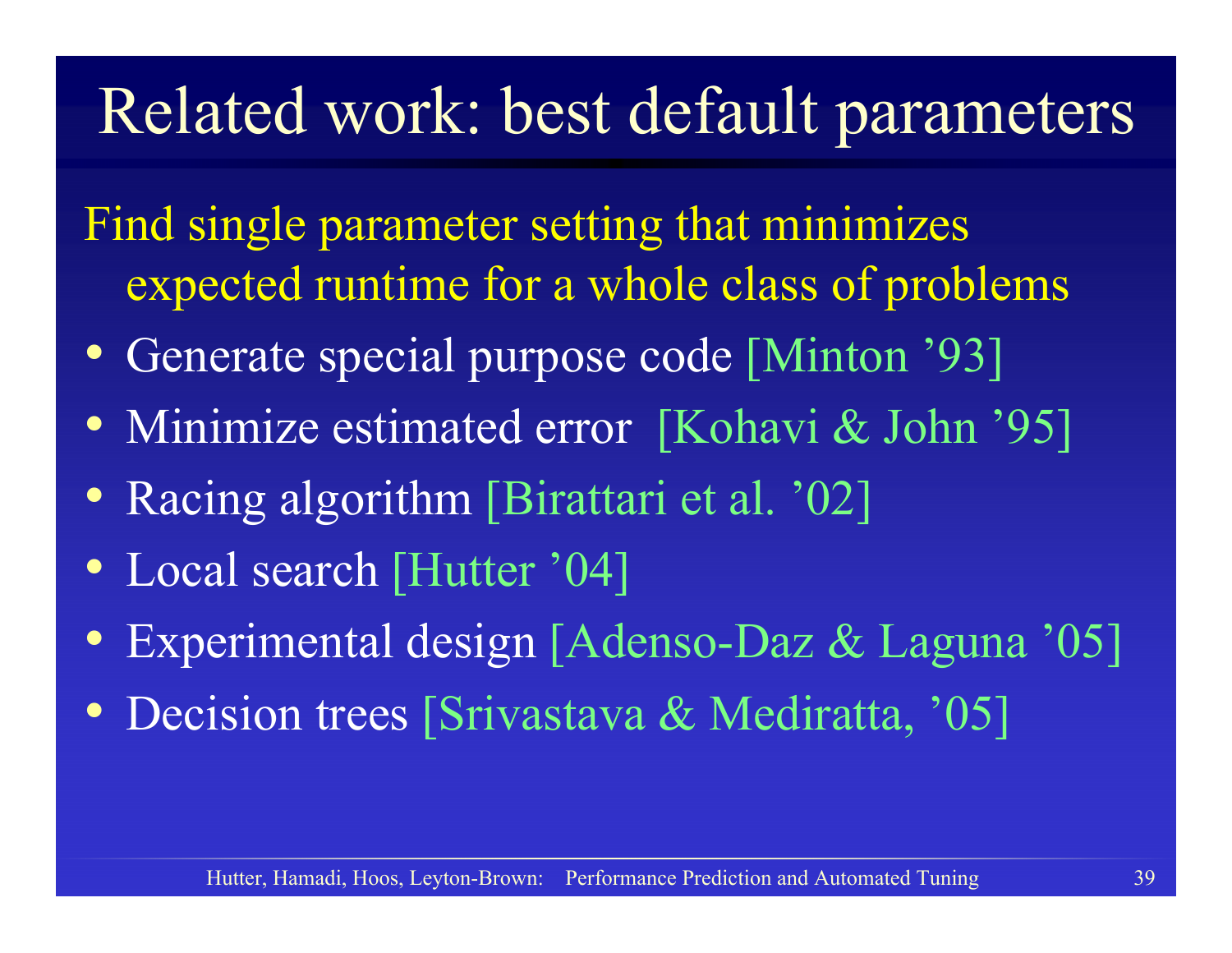# Related work: best default parameters

Find single parameter setting that minimizes expected runtime for a whole class of problems

- Generate special purpose code [Minton '93]
- Minimize estimated error [Kohavi & John '95]
- Racing algorithm [Birattari et al. '02]
- Local search [Hutter '04]
- Experimental design [Adenso-Daz & Laguna '05]
- Decision trees [Srivastava & Mediratta, '05]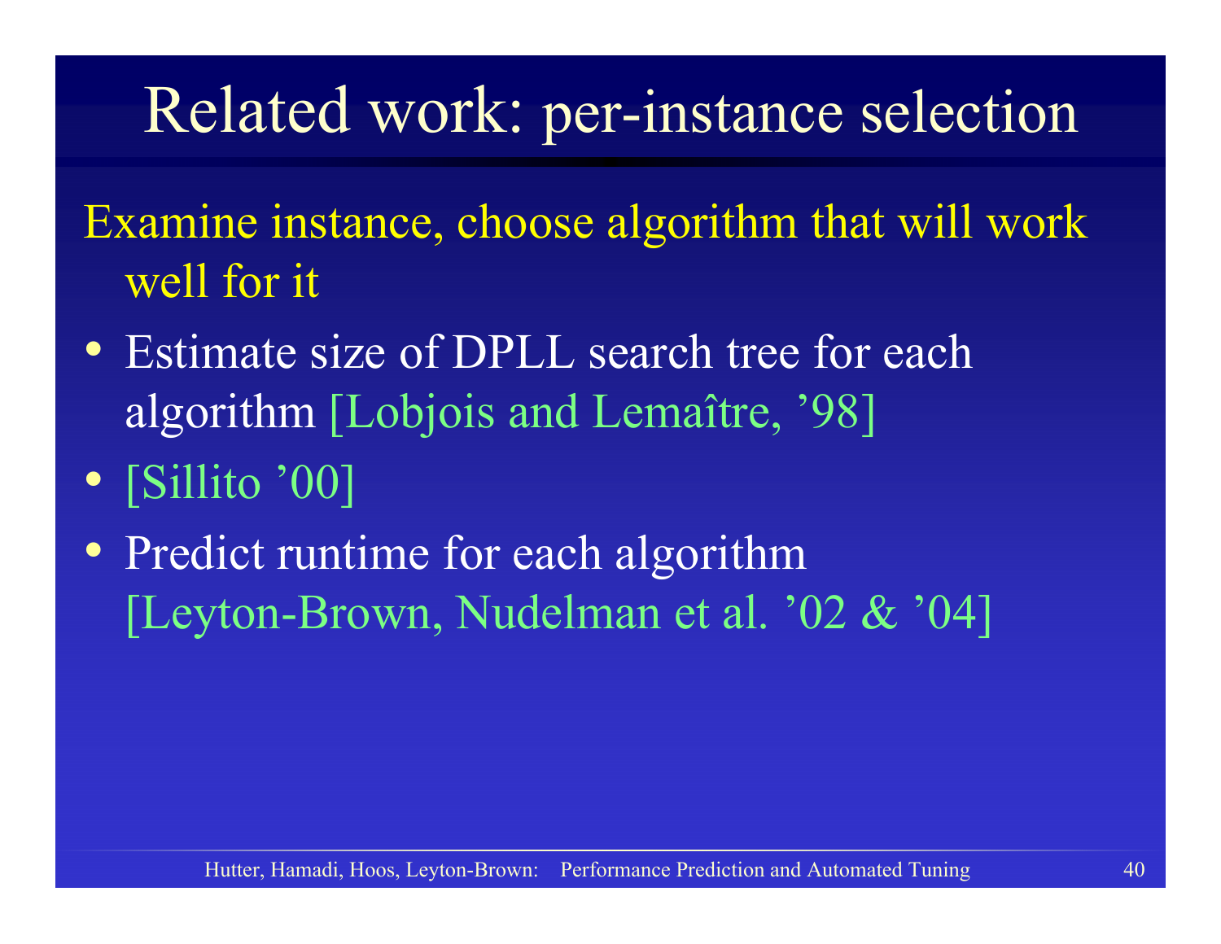# Related work: per-instance selection

Examine instance, choose algorithm that will work well for it

- Estimate size of DPLL search tree for each algorithm [Lobjois and Lemaître, ’98]
- [Sillito ’00]
- Predict runtime for each algorithm [Leyton-Brown, Nudelman et al. ’02 & ’04]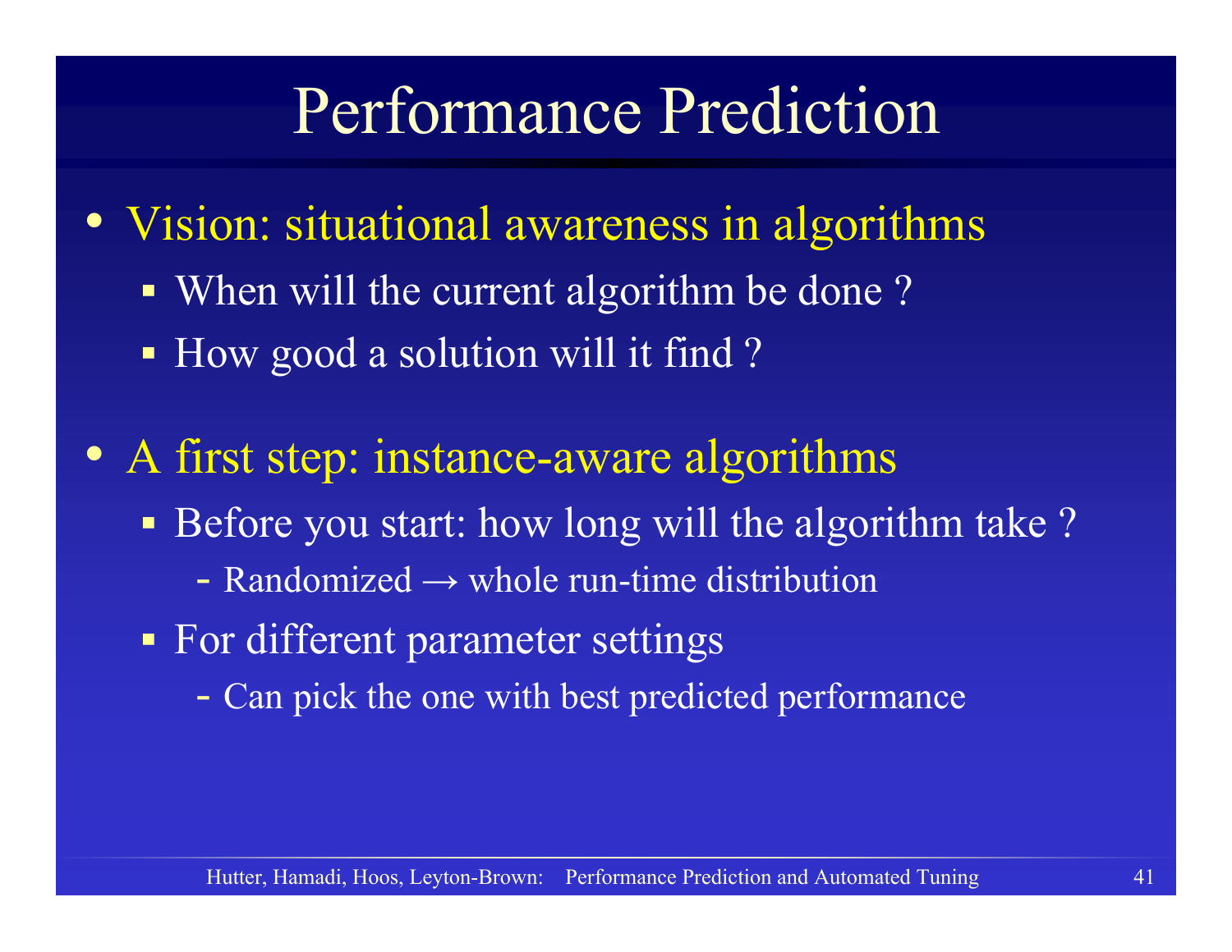# Performance Prediction

- Vision: situational awareness in algorithms
  - When will the current algorithm be done ?
  - How good a solution will it find ?

- A first step: instance-aware algorithms
  - Before you start: how long will the algorithm take ?
    - Randomized → whole run-time distribution
  - For different parameter settings
    - Can pick the one with best predicted performance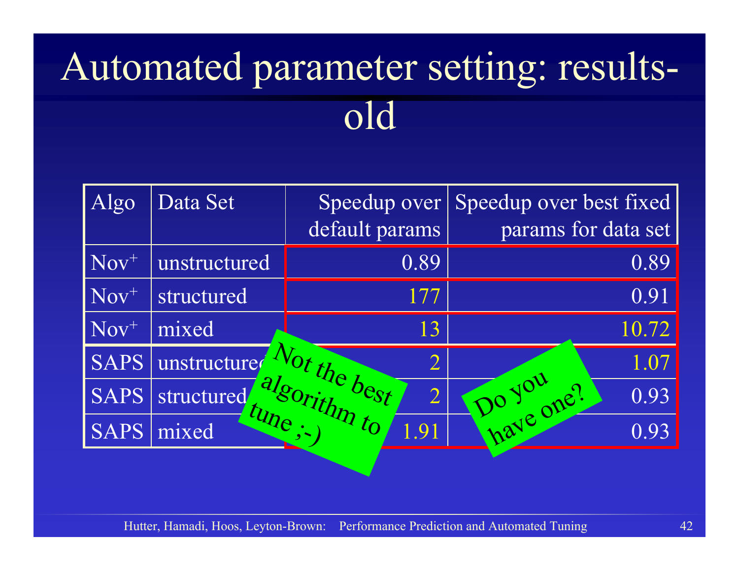# Automated parameter setting: results-old

| Algo | Data Set | Speedup over default params | Speedup over best fixed params for data set |
|---|---|---|---|
| $Nov^+$ | unstructured | 0.89 | 0.89 |
| $Nov^+$ | structured | 177 | 0.91 |
| $Nov^+$ | mixed | 13 | 10.72 |
| SAPS | unstructured | 2 | 1.07 |
| SAPS | structured | 2 | 0.93 |
| SAPS | mixed | 1.91 | 0.93 |

Not the best algorithm to tune ;-)

Do you have one?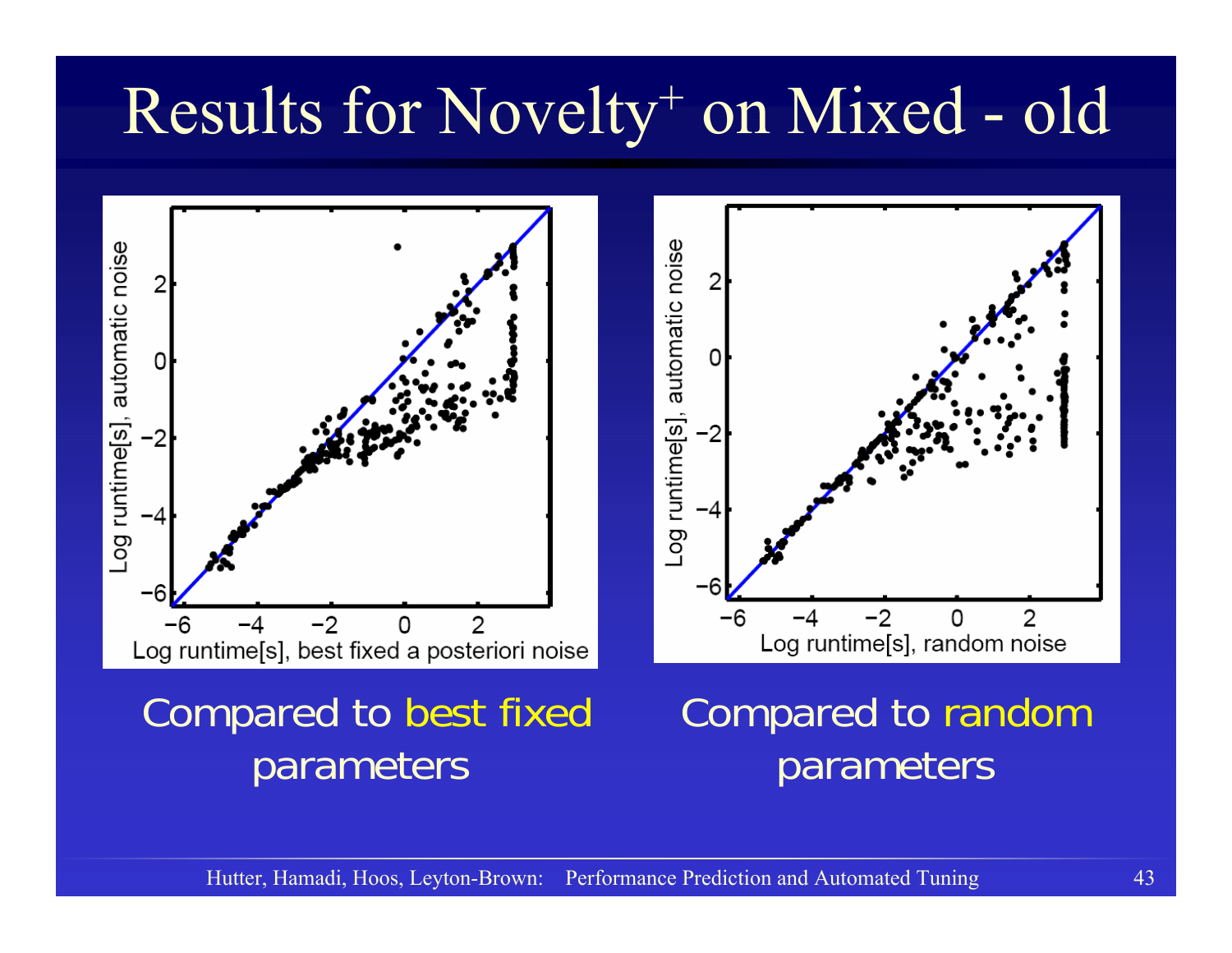# Results for Novelty+ on Mixed - old

Log runtime[s], automatic noise

2
0
−2
−4
−6

−6 −4 −2 0 2

Log runtime[s], best fixed a posteriori noise

Compared to best fixed parameters

Log runtime[s], automatic noise

2
0
−2
−4
−6

−6 −4 −2 0 2

Log runtime[s], random noise

Compared to random parameters